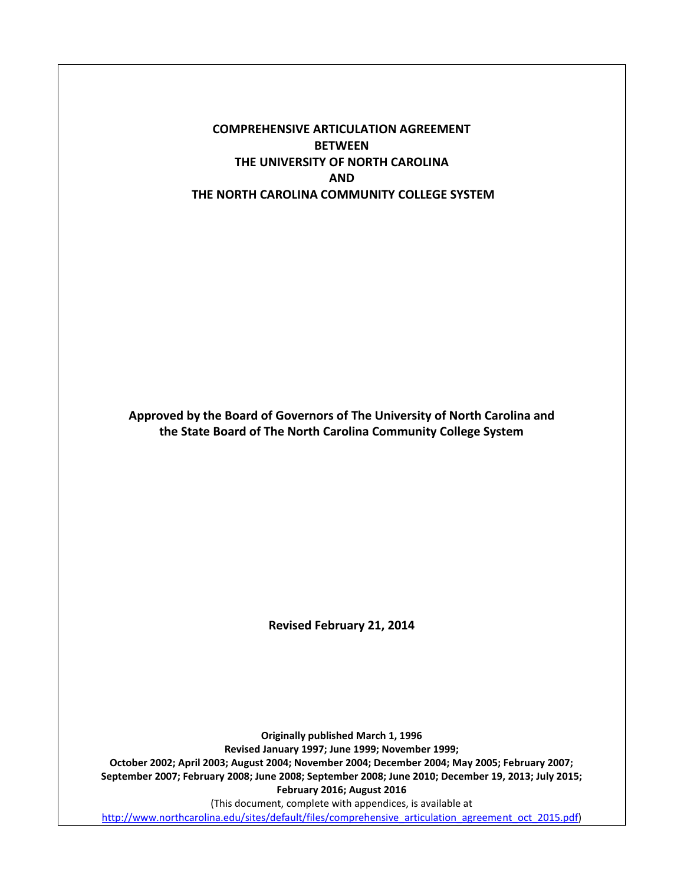# COMPREHENSIVE ARTICULATION AGREEMENT BETWEEN THE UNIVERSITY OF NORTH CAROLINA AND THE NORTH CAROLINA COMMUNITY COLLEGE SYSTEM

**Approved by the Board of Governors of The University of North Carolina and the State Board of The North Carolina Community College System**

**Revised February 21, 2014**

**Originally published March 1, 1996**
**Revised January 1997; June 1999; November 1999;**
**October 2002; April 2003; August 2004; November 2004; December 2004; May 2005; February 2007; September 2007; February 2008; June 2008; September 2008; June 2010; December 19, 2013; July 2015; February 2016; August 2016**

(This document, complete with appendices, is available at
http://www.northcarolina.edu/sites/default/files/comprehensive_articulation_agreement_oct_2015.pdf)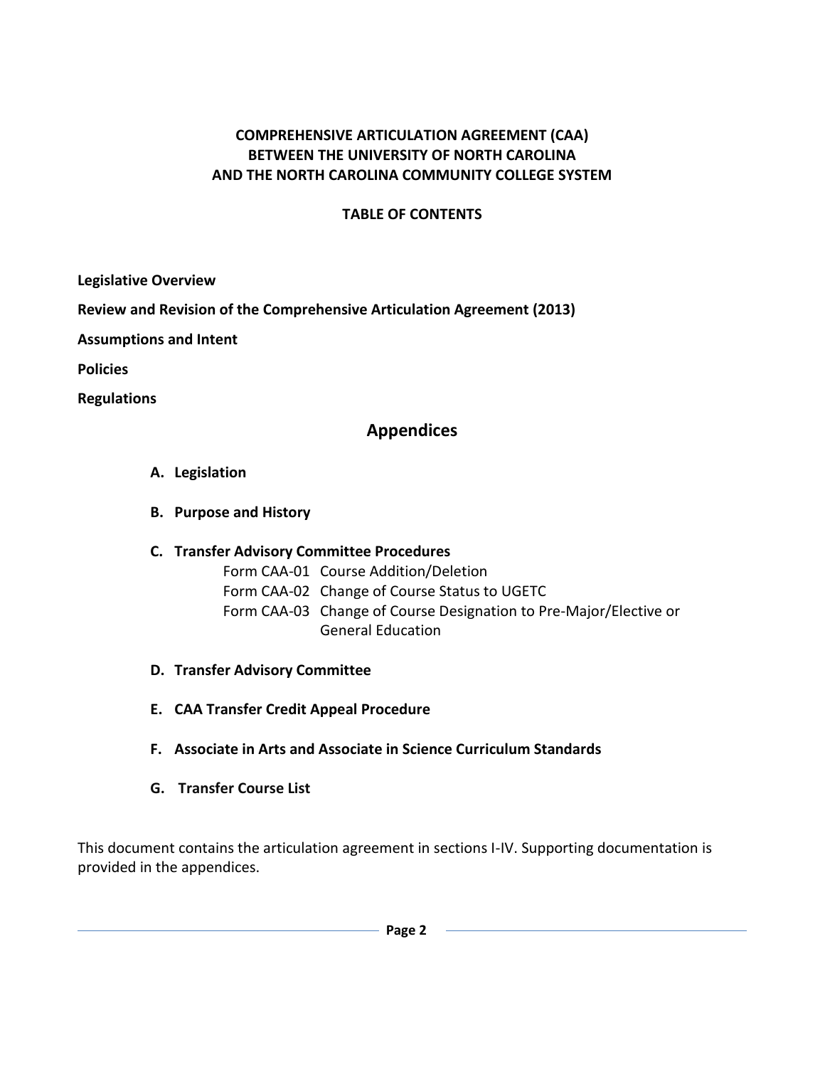# COMPREHENSIVE ARTICULATION AGREEMENT (CAA) BETWEEN THE UNIVERSITY OF NORTH CAROLINA AND THE NORTH CAROLINA COMMUNITY COLLEGE SYSTEM

## TABLE OF CONTENTS

**Legislative Overview**

**Review and Revision of the Comprehensive Articulation Agreement (2013)**

**Assumptions and Intent**

**Policies**

**Regulations**

## Appendices

- **A. Legislation**
- **B. Purpose and History**
- **C. Transfer Advisory Committee Procedures**
  - Form CAA-01 Course Addition/Deletion
  - Form CAA-02 Change of Course Status to UGETC
  - Form CAA-03 Change of Course Designation to Pre-Major/Elective or General Education
- **D. Transfer Advisory Committee**
- **E. CAA Transfer Credit Appeal Procedure**
- **F. Associate in Arts and Associate in Science Curriculum Standards**
- **G. Transfer Course List**

This document contains the articulation agreement in sections I-IV. Supporting documentation is provided in the appendices.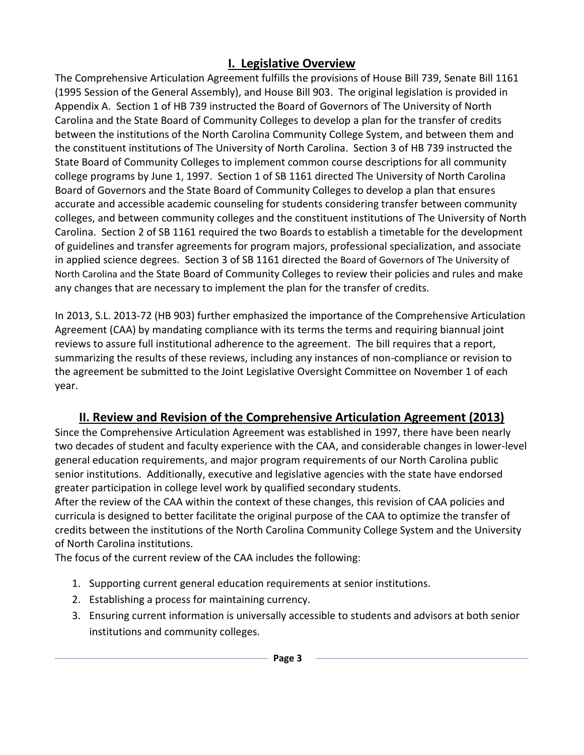## I. Legislative Overview

The Comprehensive Articulation Agreement fulfills the provisions of House Bill 739, Senate Bill 1161 (1995 Session of the General Assembly), and House Bill 903. The original legislation is provided in Appendix A. Section 1 of HB 739 instructed the Board of Governors of The University of North Carolina and the State Board of Community Colleges to develop a plan for the transfer of credits between the institutions of the North Carolina Community College System, and between them and the constituent institutions of The University of North Carolina. Section 3 of HB 739 instructed the State Board of Community Colleges to implement common course descriptions for all community college programs by June 1, 1997. Section 1 of SB 1161 directed The University of North Carolina Board of Governors and the State Board of Community Colleges to develop a plan that ensures accurate and accessible academic counseling for students considering transfer between community colleges, and between community colleges and the constituent institutions of The University of North Carolina. Section 2 of SB 1161 required the two Boards to establish a timetable for the development of guidelines and transfer agreements for program majors, professional specialization, and associate in applied science degrees. Section 3 of SB 1161 directed the Board of Governors of The University of North Carolina and the State Board of Community Colleges to review their policies and rules and make any changes that are necessary to implement the plan for the transfer of credits.

In 2013, S.L. 2013-72 (HB 903) further emphasized the importance of the Comprehensive Articulation Agreement (CAA) by mandating compliance with its terms the terms and requiring biannual joint reviews to assure full institutional adherence to the agreement. The bill requires that a report, summarizing the results of these reviews, including any instances of non-compliance or revision to the agreement be submitted to the Joint Legislative Oversight Committee on November 1 of each year.

## II. Review and Revision of the Comprehensive Articulation Agreement (2013)

Since the Comprehensive Articulation Agreement was established in 1997, there have been nearly two decades of student and faculty experience with the CAA, and considerable changes in lower-level general education requirements, and major program requirements of our North Carolina public senior institutions. Additionally, executive and legislative agencies with the state have endorsed greater participation in college level work by qualified secondary students.

After the review of the CAA within the context of these changes, this revision of CAA policies and curricula is designed to better facilitate the original purpose of the CAA to optimize the transfer of credits between the institutions of the North Carolina Community College System and the University of North Carolina institutions.

The focus of the current review of the CAA includes the following:

1. Supporting current general education requirements at senior institutions.
2. Establishing a process for maintaining currency.
3. Ensuring current information is universally accessible to students and advisors at both senior institutions and community colleges.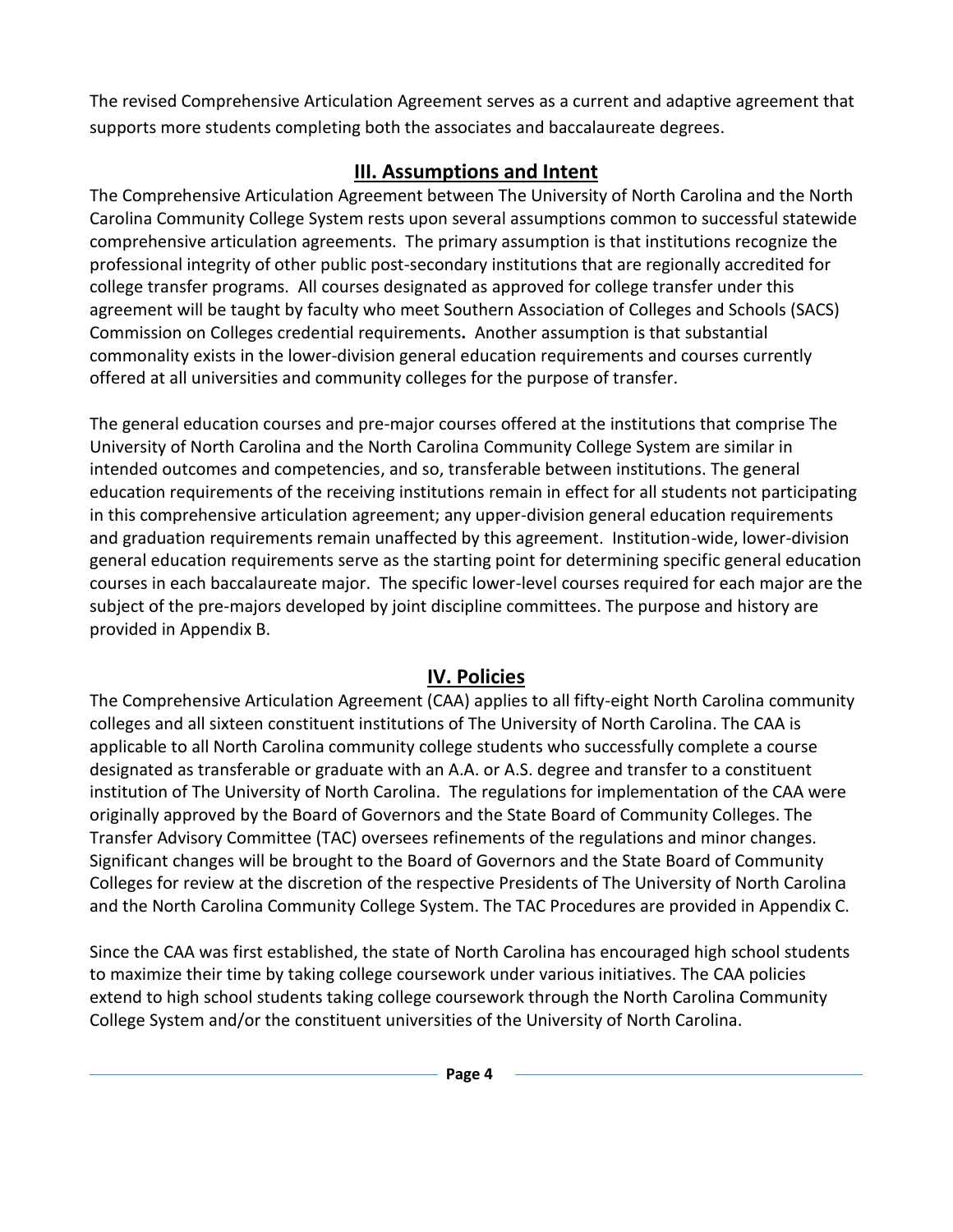The revised Comprehensive Articulation Agreement serves as a current and adaptive agreement that supports more students completing both the associates and baccalaureate degrees.

## III. Assumptions and Intent

The Comprehensive Articulation Agreement between The University of North Carolina and the North Carolina Community College System rests upon several assumptions common to successful statewide comprehensive articulation agreements. The primary assumption is that institutions recognize the professional integrity of other public post-secondary institutions that are regionally accredited for college transfer programs. All courses designated as approved for college transfer under this agreement will be taught by faculty who meet Southern Association of Colleges and Schools (SACS) Commission on Colleges credential requirements**.** Another assumption is that substantial commonality exists in the lower-division general education requirements and courses currently offered at all universities and community colleges for the purpose of transfer.

The general education courses and pre-major courses offered at the institutions that comprise The University of North Carolina and the North Carolina Community College System are similar in intended outcomes and competencies, and so, transferable between institutions. The general education requirements of the receiving institutions remain in effect for all students not participating in this comprehensive articulation agreement; any upper-division general education requirements and graduation requirements remain unaffected by this agreement. Institution-wide, lower-division general education requirements serve as the starting point for determining specific general education courses in each baccalaureate major. The specific lower-level courses required for each major are the subject of the pre-majors developed by joint discipline committees. The purpose and history are provided in Appendix B.

## IV. Policies

The Comprehensive Articulation Agreement (CAA) applies to all fifty-eight North Carolina community colleges and all sixteen constituent institutions of The University of North Carolina. The CAA is applicable to all North Carolina community college students who successfully complete a course designated as transferable or graduate with an A.A. or A.S. degree and transfer to a constituent institution of The University of North Carolina. The regulations for implementation of the CAA were originally approved by the Board of Governors and the State Board of Community Colleges. The Transfer Advisory Committee (TAC) oversees refinements of the regulations and minor changes. Significant changes will be brought to the Board of Governors and the State Board of Community Colleges for review at the discretion of the respective Presidents of The University of North Carolina and the North Carolina Community College System. The TAC Procedures are provided in Appendix C.

Since the CAA was first established, the state of North Carolina has encouraged high school students to maximize their time by taking college coursework under various initiatives. The CAA policies extend to high school students taking college coursework through the North Carolina Community College System and/or the constituent universities of the University of North Carolina.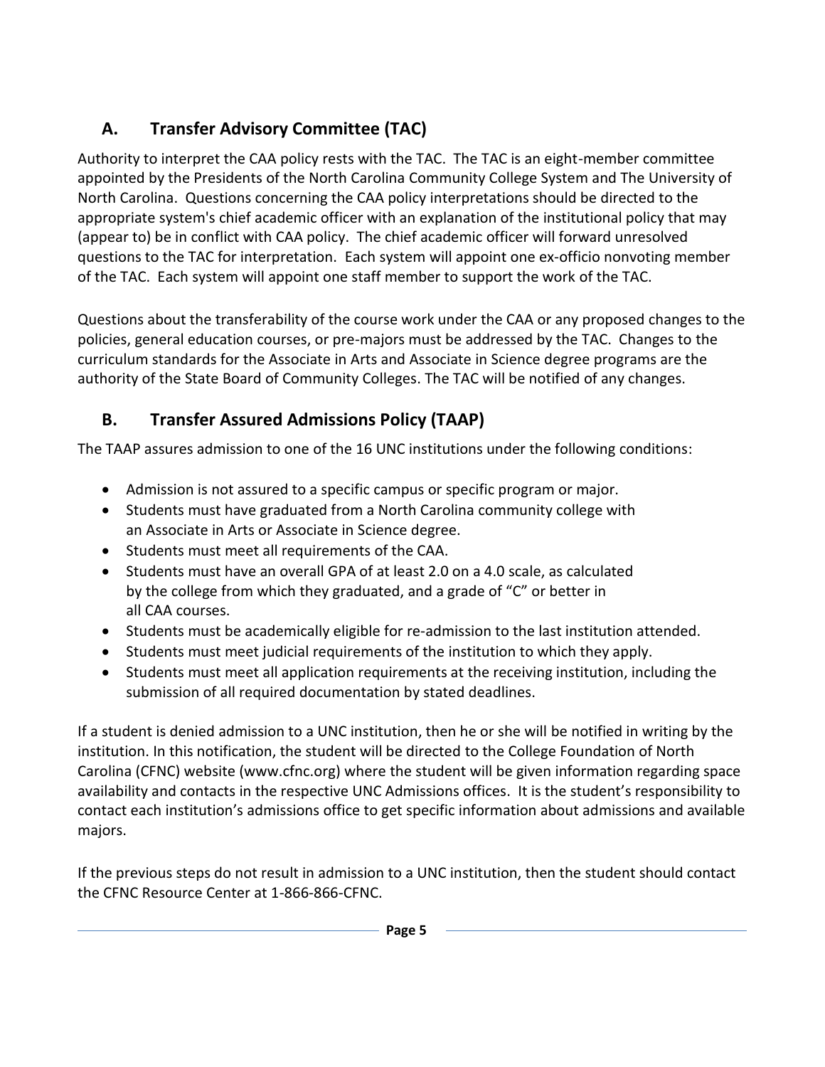## A. Transfer Advisory Committee (TAC)

Authority to interpret the CAA policy rests with the TAC. The TAC is an eight-member committee appointed by the Presidents of the North Carolina Community College System and The University of North Carolina. Questions concerning the CAA policy interpretations should be directed to the appropriate system's chief academic officer with an explanation of the institutional policy that may (appear to) be in conflict with CAA policy. The chief academic officer will forward unresolved questions to the TAC for interpretation. Each system will appoint one ex-officio nonvoting member of the TAC. Each system will appoint one staff member to support the work of the TAC.

Questions about the transferability of the course work under the CAA or any proposed changes to the policies, general education courses, or pre-majors must be addressed by the TAC. Changes to the curriculum standards for the Associate in Arts and Associate in Science degree programs are the authority of the State Board of Community Colleges. The TAC will be notified of any changes.

## B. Transfer Assured Admissions Policy (TAAP)

The TAAP assures admission to one of the 16 UNC institutions under the following conditions:

- Admission is not assured to a specific campus or specific program or major.
- Students must have graduated from a North Carolina community college with an Associate in Arts or Associate in Science degree.
- Students must meet all requirements of the CAA.
- Students must have an overall GPA of at least 2.0 on a 4.0 scale, as calculated by the college from which they graduated, and a grade of "C" or better in all CAA courses.
- Students must be academically eligible for re-admission to the last institution attended.
- Students must meet judicial requirements of the institution to which they apply.
- Students must meet all application requirements at the receiving institution, including the submission of all required documentation by stated deadlines.

If a student is denied admission to a UNC institution, then he or she will be notified in writing by the institution. In this notification, the student will be directed to the College Foundation of North Carolina (CFNC) website (www.cfnc.org) where the student will be given information regarding space availability and contacts in the respective UNC Admissions offices. It is the student's responsibility to contact each institution's admissions office to get specific information about admissions and available majors.

If the previous steps do not result in admission to a UNC institution, then the student should contact the CFNC Resource Center at 1-866-866-CFNC.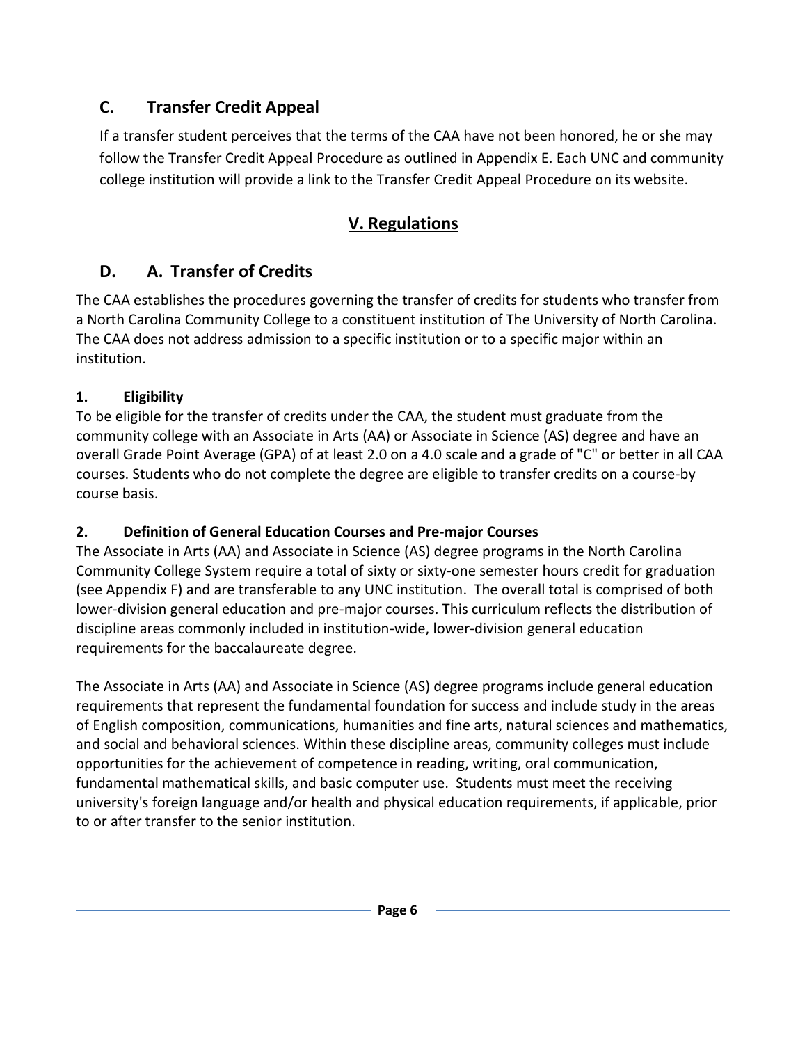## C. Transfer Credit Appeal

If a transfer student perceives that the terms of the CAA have not been honored, he or she may follow the Transfer Credit Appeal Procedure as outlined in Appendix E. Each UNC and community college institution will provide a link to the Transfer Credit Appeal Procedure on its website.

## V. Regulations

## D. A. Transfer of Credits

The CAA establishes the procedures governing the transfer of credits for students who transfer from a North Carolina Community College to a constituent institution of The University of North Carolina. The CAA does not address admission to a specific institution or to a specific major within an institution.

### 1. Eligibility

To be eligible for the transfer of credits under the CAA, the student must graduate from the community college with an Associate in Arts (AA) or Associate in Science (AS) degree and have an overall Grade Point Average (GPA) of at least 2.0 on a 4.0 scale and a grade of "C" or better in all CAA courses. Students who do not complete the degree are eligible to transfer credits on a course-by course basis.

### 2. Definition of General Education Courses and Pre-major Courses

The Associate in Arts (AA) and Associate in Science (AS) degree programs in the North Carolina Community College System require a total of sixty or sixty-one semester hours credit for graduation (see Appendix F) and are transferable to any UNC institution. The overall total is comprised of both lower-division general education and pre-major courses. This curriculum reflects the distribution of discipline areas commonly included in institution-wide, lower-division general education requirements for the baccalaureate degree.

The Associate in Arts (AA) and Associate in Science (AS) degree programs include general education requirements that represent the fundamental foundation for success and include study in the areas of English composition, communications, humanities and fine arts, natural sciences and mathematics, and social and behavioral sciences. Within these discipline areas, community colleges must include opportunities for the achievement of competence in reading, writing, oral communication, fundamental mathematical skills, and basic computer use. Students must meet the receiving university's foreign language and/or health and physical education requirements, if applicable, prior to or after transfer to the senior institution.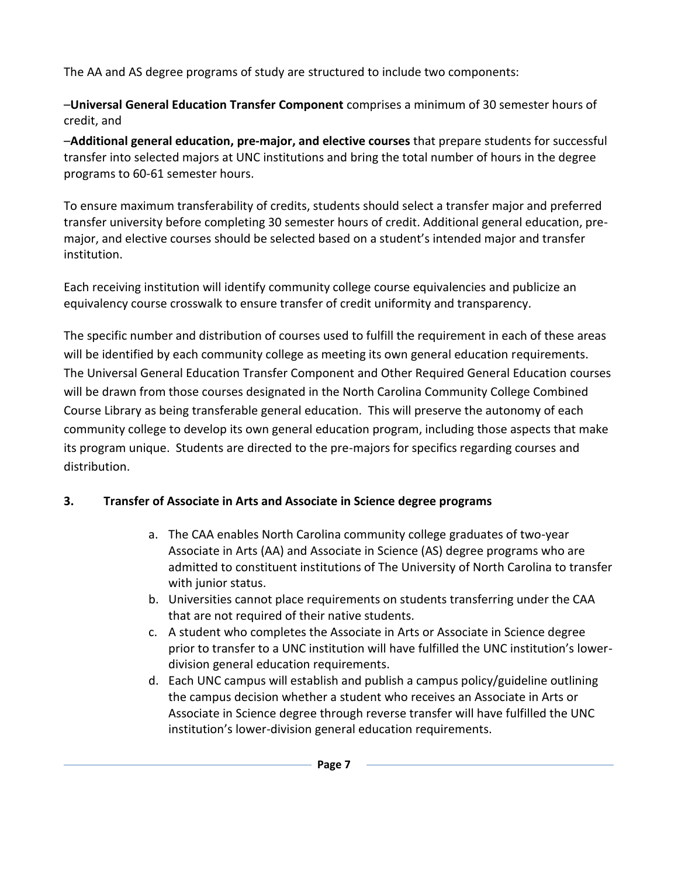The AA and AS degree programs of study are structured to include two components:

–**Universal General Education Transfer Component** comprises a minimum of 30 semester hours of credit, and

–**Additional general education, pre-major, and elective courses** that prepare students for successful transfer into selected majors at UNC institutions and bring the total number of hours in the degree programs to 60-61 semester hours.

To ensure maximum transferability of credits, students should select a transfer major and preferred transfer university before completing 30 semester hours of credit. Additional general education, pre-major, and elective courses should be selected based on a student's intended major and transfer institution.

Each receiving institution will identify community college course equivalencies and publicize an equivalency course crosswalk to ensure transfer of credit uniformity and transparency.

The specific number and distribution of courses used to fulfill the requirement in each of these areas will be identified by each community college as meeting its own general education requirements. The Universal General Education Transfer Component and Other Required General Education courses will be drawn from those courses designated in the North Carolina Community College Combined Course Library as being transferable general education. This will preserve the autonomy of each community college to develop its own general education program, including those aspects that make its program unique. Students are directed to the pre-majors for specifics regarding courses and distribution.

### 3. Transfer of Associate in Arts and Associate in Science degree programs

a. The CAA enables North Carolina community college graduates of two-year Associate in Arts (AA) and Associate in Science (AS) degree programs who are admitted to constituent institutions of The University of North Carolina to transfer with junior status.

b. Universities cannot place requirements on students transferring under the CAA that are not required of their native students.

c. A student who completes the Associate in Arts or Associate in Science degree prior to transfer to a UNC institution will have fulfilled the UNC institution's lower-division general education requirements.

d. Each UNC campus will establish and publish a campus policy/guideline outlining the campus decision whether a student who receives an Associate in Arts or Associate in Science degree through reverse transfer will have fulfilled the UNC institution's lower-division general education requirements.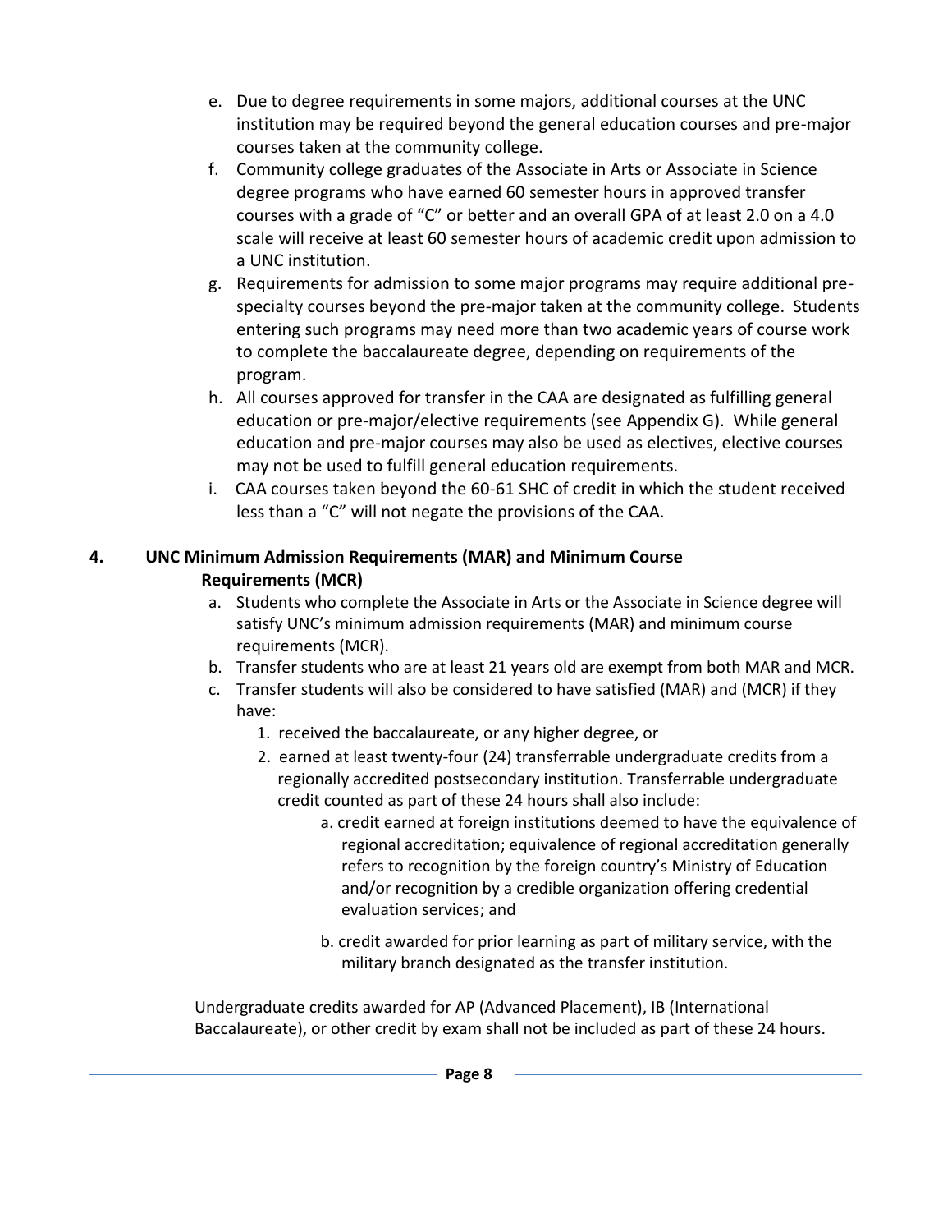e. Due to degree requirements in some majors, additional courses at the UNC institution may be required beyond the general education courses and pre-major courses taken at the community college.
f. Community college graduates of the Associate in Arts or Associate in Science degree programs who have earned 60 semester hours in approved transfer courses with a grade of "C" or better and an overall GPA of at least 2.0 on a 4.0 scale will receive at least 60 semester hours of academic credit upon admission to a UNC institution.
g. Requirements for admission to some major programs may require additional pre-specialty courses beyond the pre-major taken at the community college. Students entering such programs may need more than two academic years of course work to complete the baccalaureate degree, depending on requirements of the program.
h. All courses approved for transfer in the CAA are designated as fulfilling general education or pre-major/elective requirements (see Appendix G). While general education and pre-major courses may also be used as electives, elective courses may not be used to fulfill general education requirements.
i. CAA courses taken beyond the 60-61 SHC of credit in which the student received less than a "C" will not negate the provisions of the CAA.

**4. UNC Minimum Admission Requirements (MAR) and Minimum Course Requirements (MCR)**

a. Students who complete the Associate in Arts or the Associate in Science degree will satisfy UNC's minimum admission requirements (MAR) and minimum course requirements (MCR).
b. Transfer students who are at least 21 years old are exempt from both MAR and MCR.
c. Transfer students will also be considered to have satisfied (MAR) and (MCR) if they have:
    1. received the baccalaureate, or any higher degree, or
    2. earned at least twenty-four (24) transferrable undergraduate credits from a regionally accredited postsecondary institution. Transferrable undergraduate credit counted as part of these 24 hours shall also include:
        a. credit earned at foreign institutions deemed to have the equivalence of regional accreditation; equivalence of regional accreditation generally refers to recognition by the foreign country's Ministry of Education and/or recognition by a credible organization offering credential evaluation services; and
        b. credit awarded for prior learning as part of military service, with the military branch designated as the transfer institution.

Undergraduate credits awarded for AP (Advanced Placement), IB (International Baccalaureate), or other credit by exam shall not be included as part of these 24 hours.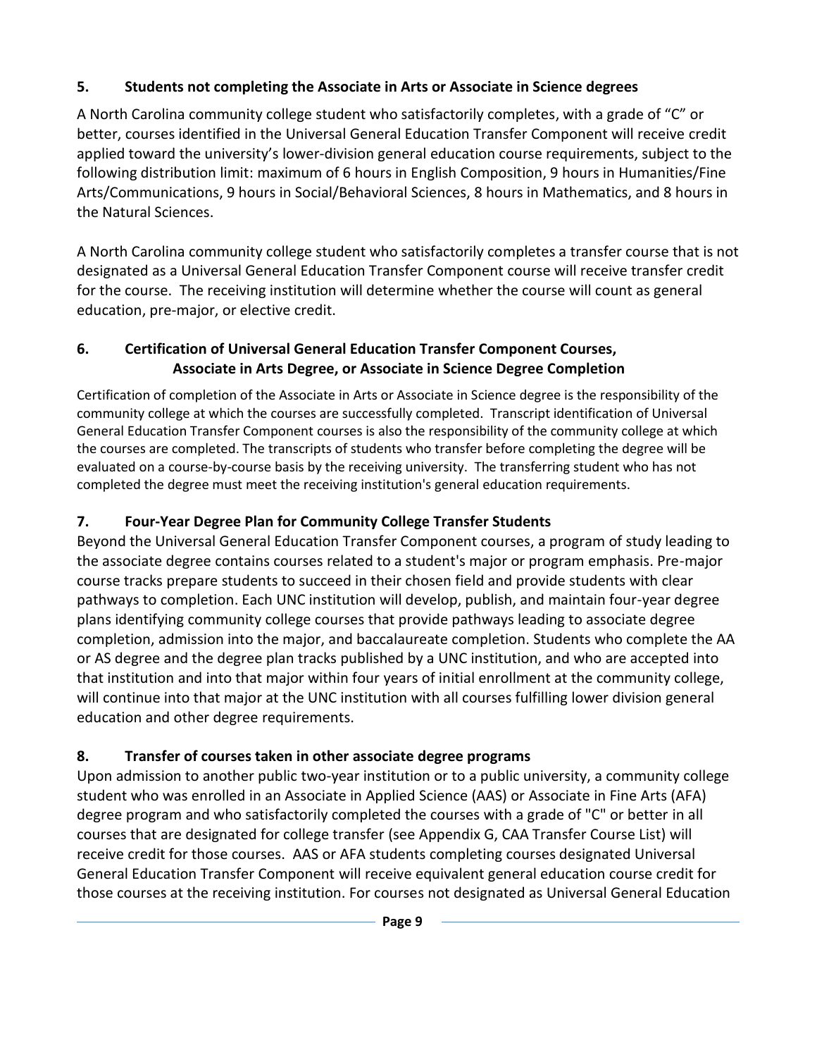### 5. Students not completing the Associate in Arts or Associate in Science degrees

A North Carolina community college student who satisfactorily completes, with a grade of "C" or better, courses identified in the Universal General Education Transfer Component will receive credit applied toward the university's lower-division general education course requirements, subject to the following distribution limit: maximum of 6 hours in English Composition, 9 hours in Humanities/Fine Arts/Communications, 9 hours in Social/Behavioral Sciences, 8 hours in Mathematics, and 8 hours in the Natural Sciences.

A North Carolina community college student who satisfactorily completes a transfer course that is not designated as a Universal General Education Transfer Component course will receive transfer credit for the course. The receiving institution will determine whether the course will count as general education, pre-major, or elective credit.

### 6. Certification of Universal General Education Transfer Component Courses, Associate in Arts Degree, or Associate in Science Degree Completion

Certification of completion of the Associate in Arts or Associate in Science degree is the responsibility of the community college at which the courses are successfully completed. Transcript identification of Universal General Education Transfer Component courses is also the responsibility of the community college at which the courses are completed. The transcripts of students who transfer before completing the degree will be evaluated on a course-by-course basis by the receiving university. The transferring student who has not completed the degree must meet the receiving institution's general education requirements.

### 7. Four-Year Degree Plan for Community College Transfer Students

Beyond the Universal General Education Transfer Component courses, a program of study leading to the associate degree contains courses related to a student's major or program emphasis. Pre-major course tracks prepare students to succeed in their chosen field and provide students with clear pathways to completion. Each UNC institution will develop, publish, and maintain four-year degree plans identifying community college courses that provide pathways leading to associate degree completion, admission into the major, and baccalaureate completion. Students who complete the AA or AS degree and the degree plan tracks published by a UNC institution, and who are accepted into that institution and into that major within four years of initial enrollment at the community college, will continue into that major at the UNC institution with all courses fulfilling lower division general education and other degree requirements.

### 8. Transfer of courses taken in other associate degree programs

Upon admission to another public two-year institution or to a public university, a community college student who was enrolled in an Associate in Applied Science (AAS) or Associate in Fine Arts (AFA) degree program and who satisfactorily completed the courses with a grade of "C" or better in all courses that are designated for college transfer (see Appendix G, CAA Transfer Course List) will receive credit for those courses. AAS or AFA students completing courses designated Universal General Education Transfer Component will receive equivalent general education course credit for those courses at the receiving institution. For courses not designated as Universal General Education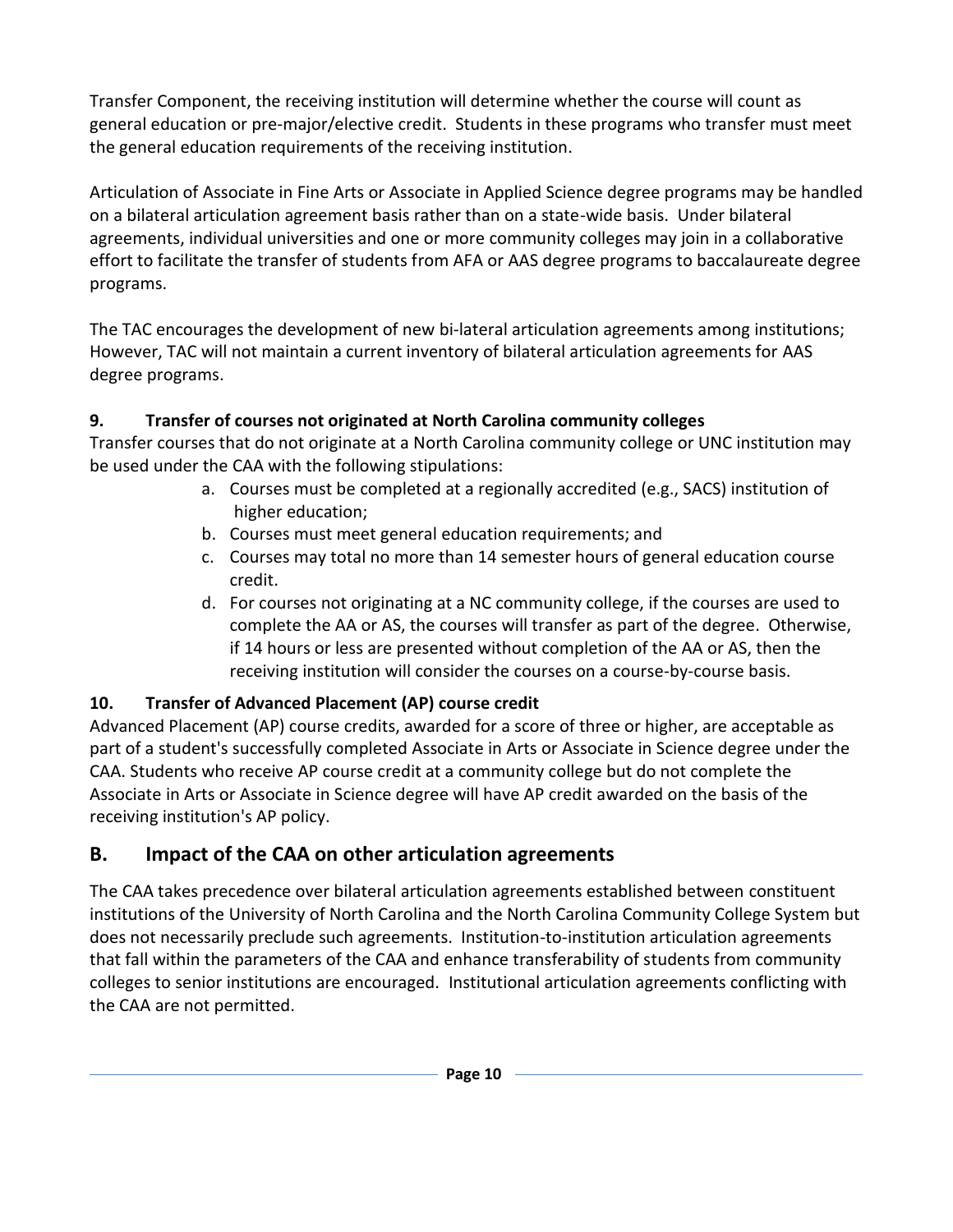Transfer Component, the receiving institution will determine whether the course will count as general education or pre-major/elective credit. Students in these programs who transfer must meet the general education requirements of the receiving institution.

Articulation of Associate in Fine Arts or Associate in Applied Science degree programs may be handled on a bilateral articulation agreement basis rather than on a state-wide basis. Under bilateral agreements, individual universities and one or more community colleges may join in a collaborative effort to facilitate the transfer of students from AFA or AAS degree programs to baccalaureate degree programs.

The TAC encourages the development of new bi-lateral articulation agreements among institutions; However, TAC will not maintain a current inventory of bilateral articulation agreements for AAS degree programs.

#### 9. Transfer of courses not originated at North Carolina community colleges

Transfer courses that do not originate at a North Carolina community college or UNC institution may be used under the CAA with the following stipulations:

a. Courses must be completed at a regionally accredited (e.g., SACS) institution of higher education;
b. Courses must meet general education requirements; and
c. Courses may total no more than 14 semester hours of general education course credit.
d. For courses not originating at a NC community college, if the courses are used to complete the AA or AS, the courses will transfer as part of the degree. Otherwise, if 14 hours or less are presented without completion of the AA or AS, then the receiving institution will consider the courses on a course-by-course basis.

#### 10. Transfer of Advanced Placement (AP) course credit

Advanced Placement (AP) course credits, awarded for a score of three or higher, are acceptable as part of a student's successfully completed Associate in Arts or Associate in Science degree under the CAA. Students who receive AP course credit at a community college but do not complete the Associate in Arts or Associate in Science degree will have AP credit awarded on the basis of the receiving institution's AP policy.

## B. Impact of the CAA on other articulation agreements

The CAA takes precedence over bilateral articulation agreements established between constituent institutions of the University of North Carolina and the North Carolina Community College System but does not necessarily preclude such agreements. Institution-to-institution articulation agreements that fall within the parameters of the CAA and enhance transferability of students from community colleges to senior institutions are encouraged. Institutional articulation agreements conflicting with the CAA are not permitted.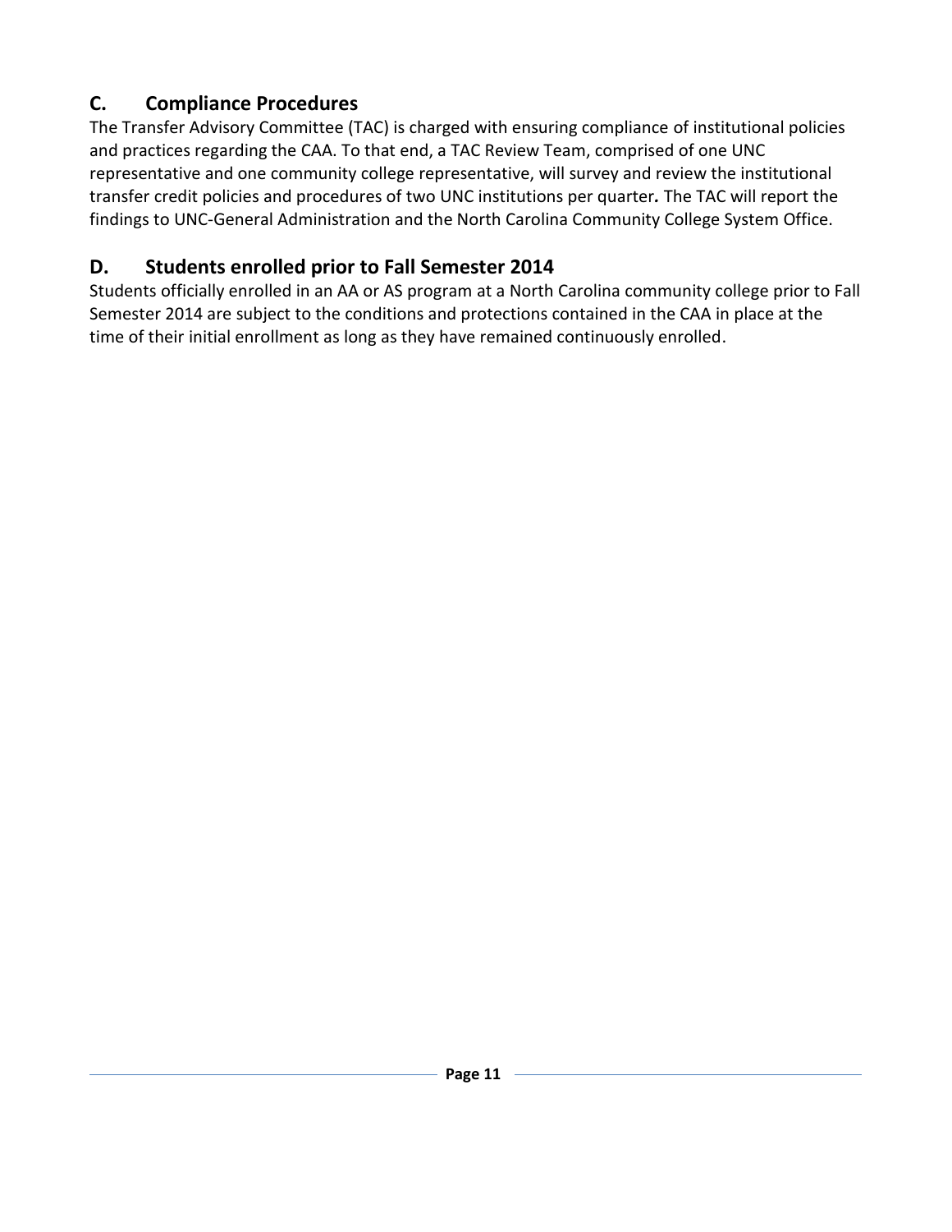## C. Compliance Procedures

The Transfer Advisory Committee (TAC) is charged with ensuring compliance of institutional policies and practices regarding the CAA. To that end, a TAC Review Team, comprised of one UNC representative and one community college representative, will survey and review the institutional transfer credit policies and procedures of two UNC institutions per quarter**.** The TAC will report the findings to UNC-General Administration and the North Carolina Community College System Office.

## D. Students enrolled prior to Fall Semester 2014

Students officially enrolled in an AA or AS program at a North Carolina community college prior to Fall Semester 2014 are subject to the conditions and protections contained in the CAA in place at the time of their initial enrollment as long as they have remained continuously enrolled.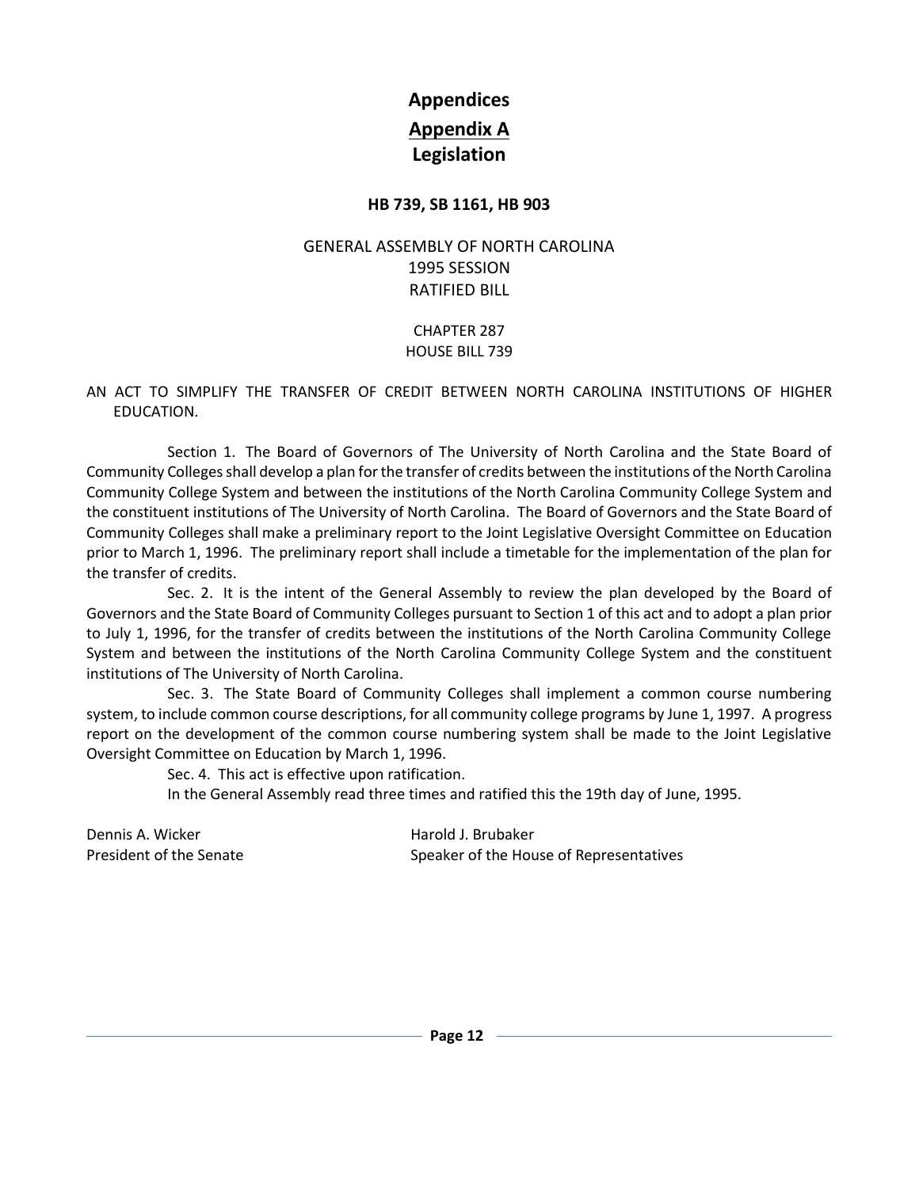# Appendices

## Appendix A

## Legislation

**HB 739, SB 1161, HB 903**

GENERAL ASSEMBLY OF NORTH CAROLINA
1995 SESSION
RATIFIED BILL

CHAPTER 287
HOUSE BILL 739

AN ACT TO SIMPLIFY THE TRANSFER OF CREDIT BETWEEN NORTH CAROLINA INSTITUTIONS OF HIGHER EDUCATION.

Section 1. The Board of Governors of The University of North Carolina and the State Board of Community Colleges shall develop a plan for the transfer of credits between the institutions of the North Carolina Community College System and between the institutions of the North Carolina Community College System and the constituent institutions of The University of North Carolina. The Board of Governors and the State Board of Community Colleges shall make a preliminary report to the Joint Legislative Oversight Committee on Education prior to March 1, 1996. The preliminary report shall include a timetable for the implementation of the plan for the transfer of credits.

Sec. 2. It is the intent of the General Assembly to review the plan developed by the Board of Governors and the State Board of Community Colleges pursuant to Section 1 of this act and to adopt a plan prior to July 1, 1996, for the transfer of credits between the institutions of the North Carolina Community College System and between the institutions of the North Carolina Community College System and the constituent institutions of The University of North Carolina.

Sec. 3. The State Board of Community Colleges shall implement a common course numbering system, to include common course descriptions, for all community college programs by June 1, 1997. A progress report on the development of the common course numbering system shall be made to the Joint Legislative Oversight Committee on Education by March 1, 1996.

Sec. 4. This act is effective upon ratification.

In the General Assembly read three times and ratified this the 19th day of June, 1995.

Dennis A. Wicker
President of the Senate

Harold J. Brubaker
Speaker of the House of Representatives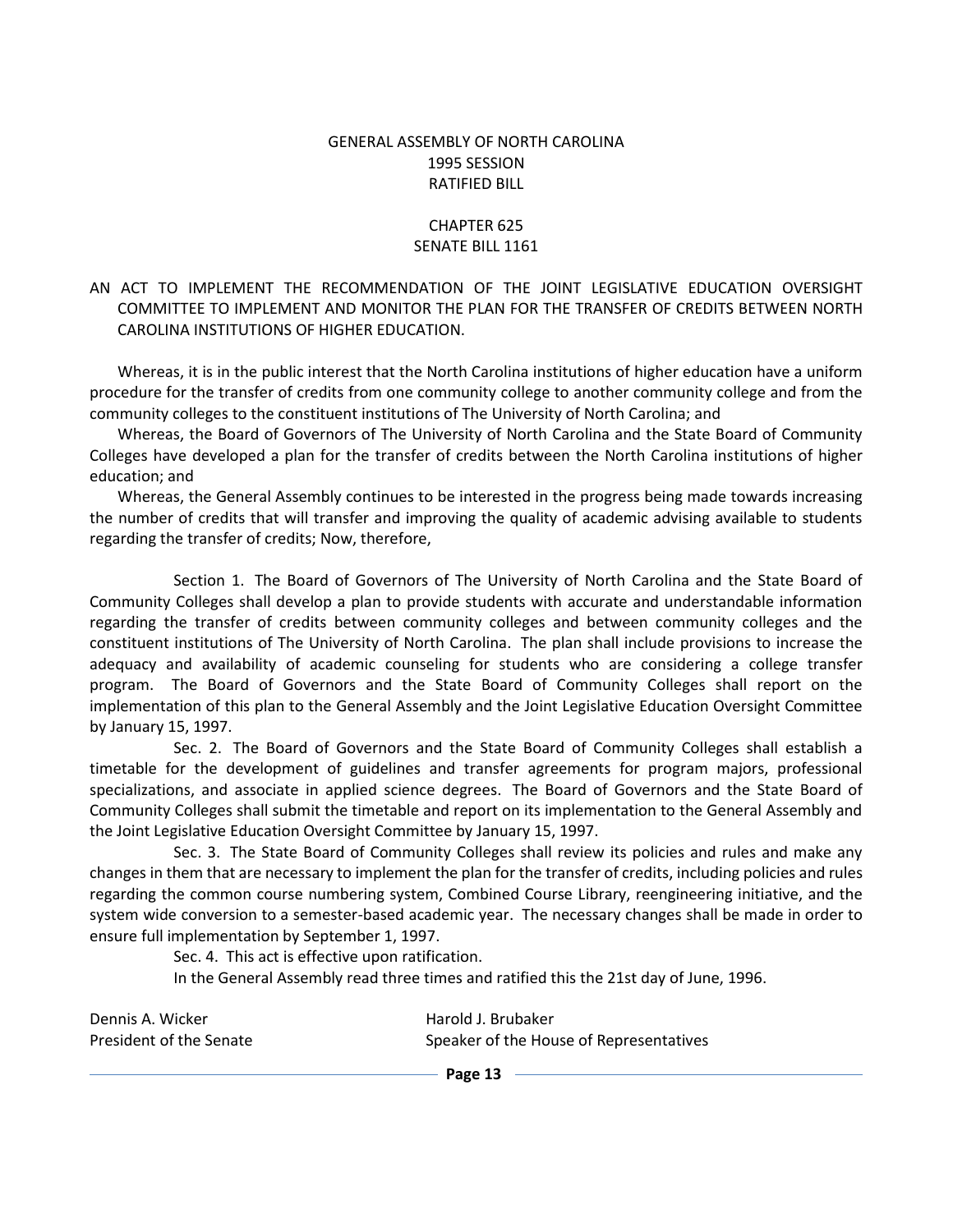GENERAL ASSEMBLY OF NORTH CAROLINA
1995 SESSION
RATIFIED BILL

CHAPTER 625
SENATE BILL 1161

AN ACT TO IMPLEMENT THE RECOMMENDATION OF THE JOINT LEGISLATIVE EDUCATION OVERSIGHT COMMITTEE TO IMPLEMENT AND MONITOR THE PLAN FOR THE TRANSFER OF CREDITS BETWEEN NORTH CAROLINA INSTITUTIONS OF HIGHER EDUCATION.

Whereas, it is in the public interest that the North Carolina institutions of higher education have a uniform procedure for the transfer of credits from one community college to another community college and from the community colleges to the constituent institutions of The University of North Carolina; and

Whereas, the Board of Governors of The University of North Carolina and the State Board of Community Colleges have developed a plan for the transfer of credits between the North Carolina institutions of higher education; and

Whereas, the General Assembly continues to be interested in the progress being made towards increasing the number of credits that will transfer and improving the quality of academic advising available to students regarding the transfer of credits; Now, therefore,

Section 1. The Board of Governors of The University of North Carolina and the State Board of Community Colleges shall develop a plan to provide students with accurate and understandable information regarding the transfer of credits between community colleges and between community colleges and the constituent institutions of The University of North Carolina. The plan shall include provisions to increase the adequacy and availability of academic counseling for students who are considering a college transfer program. The Board of Governors and the State Board of Community Colleges shall report on the implementation of this plan to the General Assembly and the Joint Legislative Education Oversight Committee by January 15, 1997.

Sec. 2. The Board of Governors and the State Board of Community Colleges shall establish a timetable for the development of guidelines and transfer agreements for program majors, professional specializations, and associate in applied science degrees. The Board of Governors and the State Board of Community Colleges shall submit the timetable and report on its implementation to the General Assembly and the Joint Legislative Education Oversight Committee by January 15, 1997.

Sec. 3. The State Board of Community Colleges shall review its policies and rules and make any changes in them that are necessary to implement the plan for the transfer of credits, including policies and rules regarding the common course numbering system, Combined Course Library, reengineering initiative, and the system wide conversion to a semester-based academic year. The necessary changes shall be made in order to ensure full implementation by September 1, 1997.

Sec. 4. This act is effective upon ratification.

In the General Assembly read three times and ratified this the 21st day of June, 1996.

Dennis A. Wicker
President of the Senate

Harold J. Brubaker
Speaker of the House of Representatives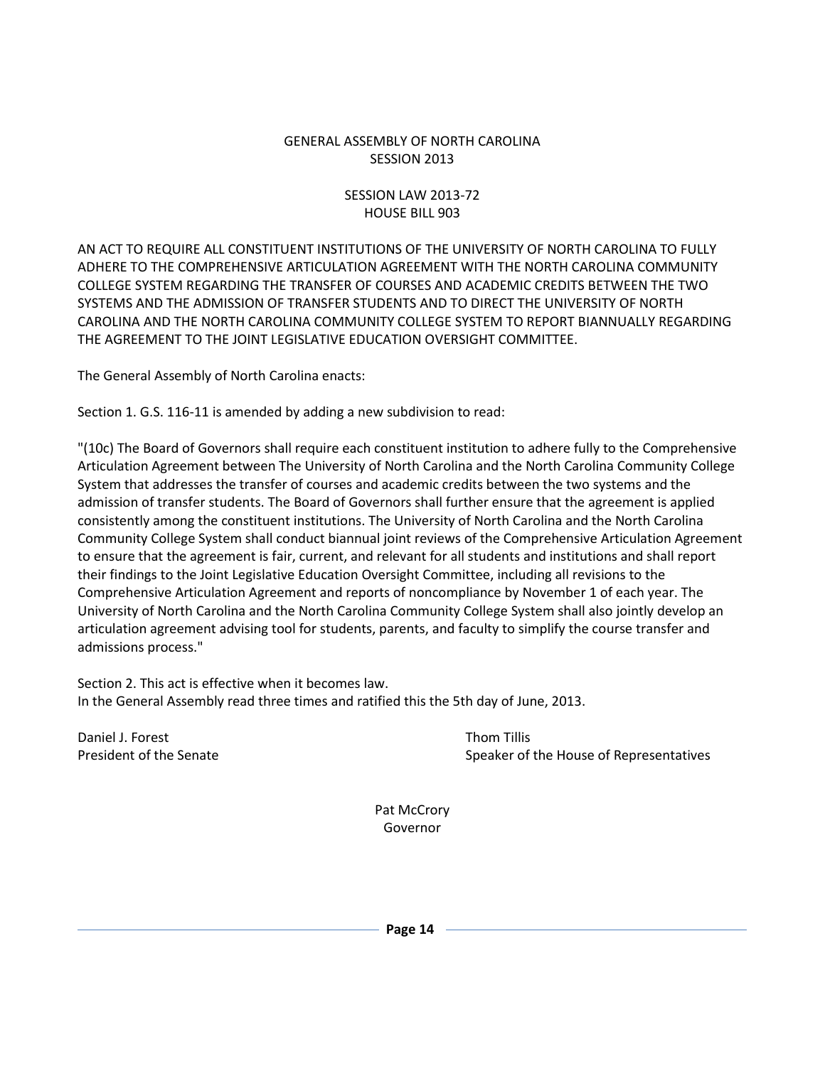GENERAL ASSEMBLY OF NORTH CAROLINA
SESSION 2013

SESSION LAW 2013-72
HOUSE BILL 903

AN ACT TO REQUIRE ALL CONSTITUENT INSTITUTIONS OF THE UNIVERSITY OF NORTH CAROLINA TO FULLY ADHERE TO THE COMPREHENSIVE ARTICULATION AGREEMENT WITH THE NORTH CAROLINA COMMUNITY COLLEGE SYSTEM REGARDING THE TRANSFER OF COURSES AND ACADEMIC CREDITS BETWEEN THE TWO SYSTEMS AND THE ADMISSION OF TRANSFER STUDENTS AND TO DIRECT THE UNIVERSITY OF NORTH CAROLINA AND THE NORTH CAROLINA COMMUNITY COLLEGE SYSTEM TO REPORT BIANNUALLY REGARDING THE AGREEMENT TO THE JOINT LEGISLATIVE EDUCATION OVERSIGHT COMMITTEE.

The General Assembly of North Carolina enacts:

Section 1. G.S. 116-11 is amended by adding a new subdivision to read:

"(10c) The Board of Governors shall require each constituent institution to adhere fully to the Comprehensive Articulation Agreement between The University of North Carolina and the North Carolina Community College System that addresses the transfer of courses and academic credits between the two systems and the admission of transfer students. The Board of Governors shall further ensure that the agreement is applied consistently among the constituent institutions. The University of North Carolina and the North Carolina Community College System shall conduct biannual joint reviews of the Comprehensive Articulation Agreement to ensure that the agreement is fair, current, and relevant for all students and institutions and shall report their findings to the Joint Legislative Education Oversight Committee, including all revisions to the Comprehensive Articulation Agreement and reports of noncompliance by November 1 of each year. The University of North Carolina and the North Carolina Community College System shall also jointly develop an articulation agreement advising tool for students, parents, and faculty to simplify the course transfer and admissions process."

Section 2. This act is effective when it becomes law.
In the General Assembly read three times and ratified this the 5th day of June, 2013.

Daniel J. Forest
President of the Senate

Thom Tillis
Speaker of the House of Representatives

Pat McCrory
Governor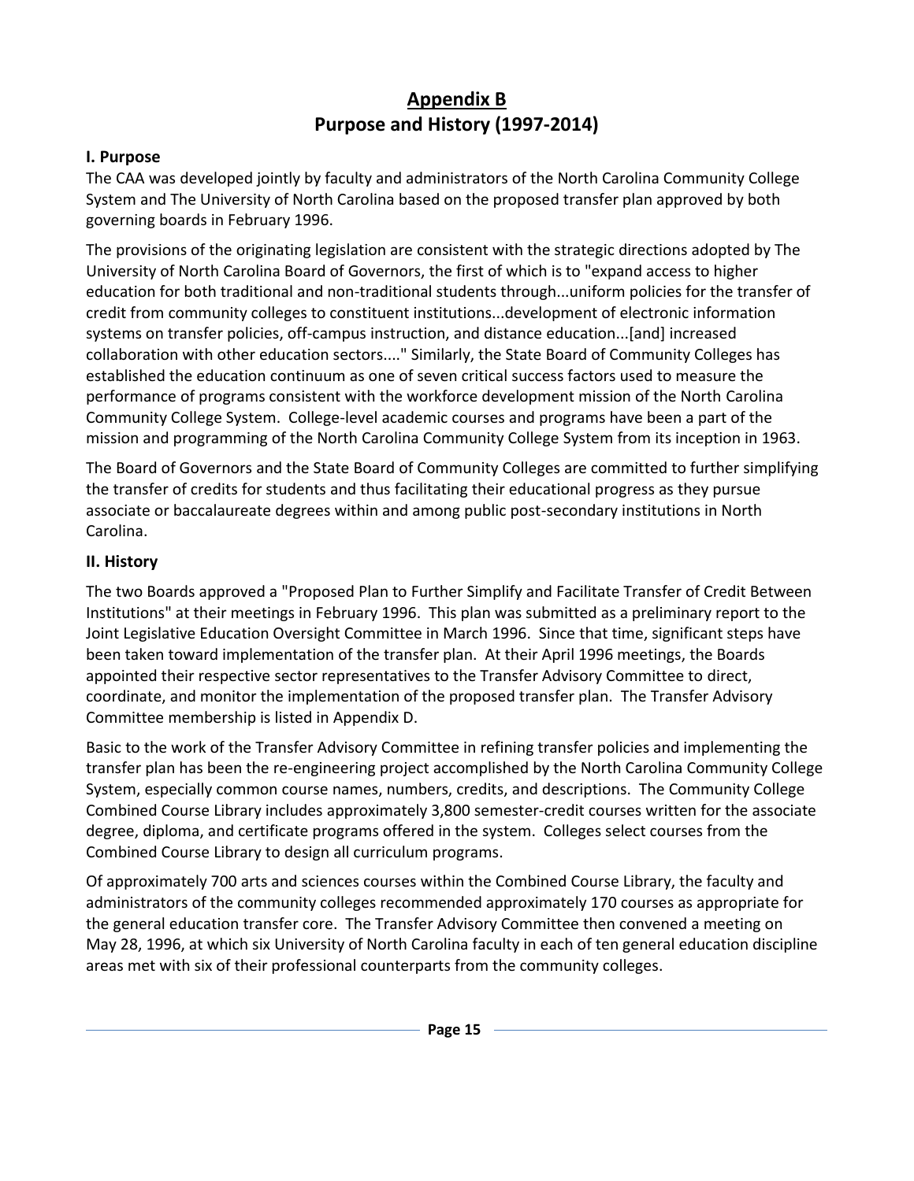# Appendix B
# Purpose and History (1997-2014)

### I. Purpose

The CAA was developed jointly by faculty and administrators of the North Carolina Community College System and The University of North Carolina based on the proposed transfer plan approved by both governing boards in February 1996.

The provisions of the originating legislation are consistent with the strategic directions adopted by The University of North Carolina Board of Governors, the first of which is to "expand access to higher education for both traditional and non-traditional students through...uniform policies for the transfer of credit from community colleges to constituent institutions...development of electronic information systems on transfer policies, off-campus instruction, and distance education...[and] increased collaboration with other education sectors...." Similarly, the State Board of Community Colleges has established the education continuum as one of seven critical success factors used to measure the performance of programs consistent with the workforce development mission of the North Carolina Community College System. College-level academic courses and programs have been a part of the mission and programming of the North Carolina Community College System from its inception in 1963.

The Board of Governors and the State Board of Community Colleges are committed to further simplifying the transfer of credits for students and thus facilitating their educational progress as they pursue associate or baccalaureate degrees within and among public post-secondary institutions in North Carolina.

### II. History

The two Boards approved a "Proposed Plan to Further Simplify and Facilitate Transfer of Credit Between Institutions" at their meetings in February 1996. This plan was submitted as a preliminary report to the Joint Legislative Education Oversight Committee in March 1996. Since that time, significant steps have been taken toward implementation of the transfer plan. At their April 1996 meetings, the Boards appointed their respective sector representatives to the Transfer Advisory Committee to direct, coordinate, and monitor the implementation of the proposed transfer plan. The Transfer Advisory Committee membership is listed in Appendix D.

Basic to the work of the Transfer Advisory Committee in refining transfer policies and implementing the transfer plan has been the re-engineering project accomplished by the North Carolina Community College System, especially common course names, numbers, credits, and descriptions. The Community College Combined Course Library includes approximately 3,800 semester-credit courses written for the associate degree, diploma, and certificate programs offered in the system. Colleges select courses from the Combined Course Library to design all curriculum programs.

Of approximately 700 arts and sciences courses within the Combined Course Library, the faculty and administrators of the community colleges recommended approximately 170 courses as appropriate for the general education transfer core. The Transfer Advisory Committee then convened a meeting on May 28, 1996, at which six University of North Carolina faculty in each of ten general education discipline areas met with six of their professional counterparts from the community colleges.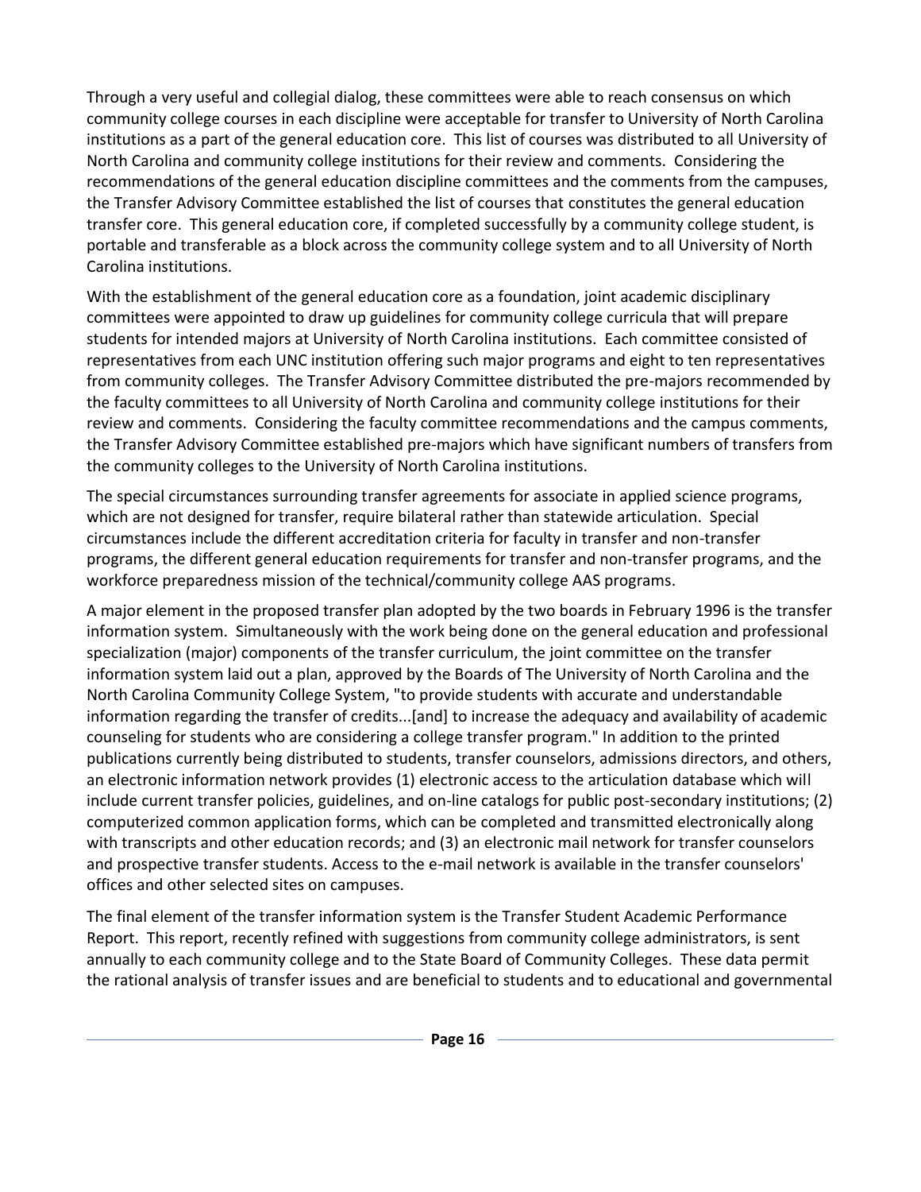Through a very useful and collegial dialog, these committees were able to reach consensus on which community college courses in each discipline were acceptable for transfer to University of North Carolina institutions as a part of the general education core. This list of courses was distributed to all University of North Carolina and community college institutions for their review and comments. Considering the recommendations of the general education discipline committees and the comments from the campuses, the Transfer Advisory Committee established the list of courses that constitutes the general education transfer core. This general education core, if completed successfully by a community college student, is portable and transferable as a block across the community college system and to all University of North Carolina institutions.

With the establishment of the general education core as a foundation, joint academic disciplinary committees were appointed to draw up guidelines for community college curricula that will prepare students for intended majors at University of North Carolina institutions. Each committee consisted of representatives from each UNC institution offering such major programs and eight to ten representatives from community colleges. The Transfer Advisory Committee distributed the pre-majors recommended by the faculty committees to all University of North Carolina and community college institutions for their review and comments. Considering the faculty committee recommendations and the campus comments, the Transfer Advisory Committee established pre-majors which have significant numbers of transfers from the community colleges to the University of North Carolina institutions.

The special circumstances surrounding transfer agreements for associate in applied science programs, which are not designed for transfer, require bilateral rather than statewide articulation. Special circumstances include the different accreditation criteria for faculty in transfer and non-transfer programs, the different general education requirements for transfer and non-transfer programs, and the workforce preparedness mission of the technical/community college AAS programs.

A major element in the proposed transfer plan adopted by the two boards in February 1996 is the transfer information system. Simultaneously with the work being done on the general education and professional specialization (major) components of the transfer curriculum, the joint committee on the transfer information system laid out a plan, approved by the Boards of The University of North Carolina and the North Carolina Community College System, "to provide students with accurate and understandable information regarding the transfer of credits...[and] to increase the adequacy and availability of academic counseling for students who are considering a college transfer program." In addition to the printed publications currently being distributed to students, transfer counselors, admissions directors, and others, an electronic information network provides (1) electronic access to the articulation database which will include current transfer policies, guidelines, and on-line catalogs for public post-secondary institutions; (2) computerized common application forms, which can be completed and transmitted electronically along with transcripts and other education records; and (3) an electronic mail network for transfer counselors and prospective transfer students. Access to the e-mail network is available in the transfer counselors' offices and other selected sites on campuses.

The final element of the transfer information system is the Transfer Student Academic Performance Report. This report, recently refined with suggestions from community college administrators, is sent annually to each community college and to the State Board of Community Colleges. These data permit the rational analysis of transfer issues and are beneficial to students and to educational and governmental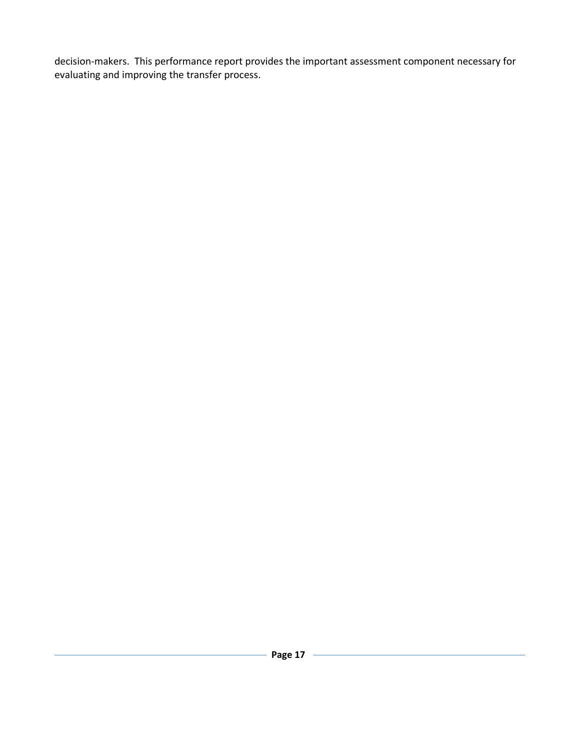decision-makers. This performance report provides the important assessment component necessary for evaluating and improving the transfer process.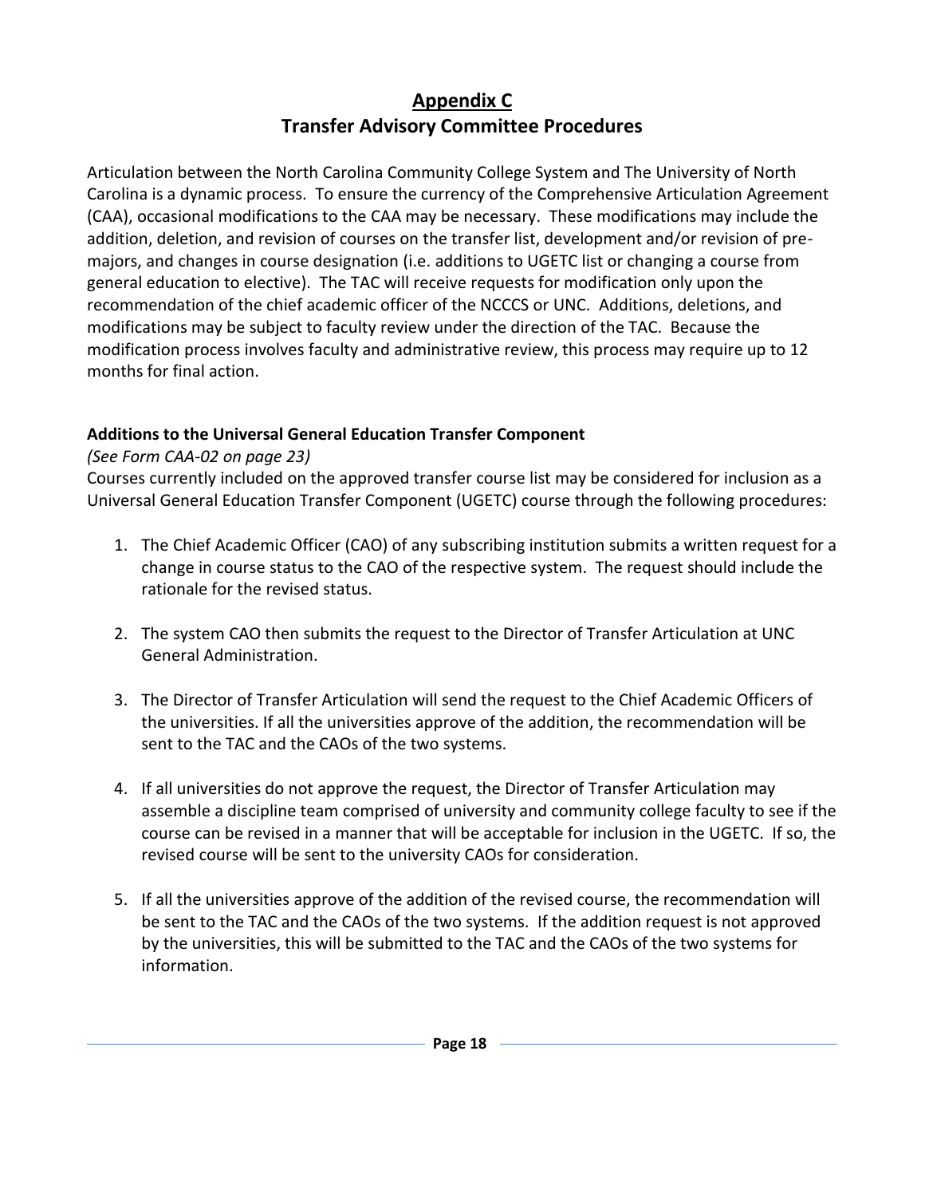## Appendix C
## Transfer Advisory Committee Procedures

Articulation between the North Carolina Community College System and The University of North Carolina is a dynamic process. To ensure the currency of the Comprehensive Articulation Agreement (CAA), occasional modifications to the CAA may be necessary. These modifications may include the addition, deletion, and revision of courses on the transfer list, development and/or revision of pre-majors, and changes in course designation (i.e. additions to UGETC list or changing a course from general education to elective). The TAC will receive requests for modification only upon the recommendation of the chief academic officer of the NCCCS or UNC. Additions, deletions, and modifications may be subject to faculty review under the direction of the TAC. Because the modification process involves faculty and administrative review, this process may require up to 12 months for final action.

**Additions to the Universal General Education Transfer Component**

*(See Form CAA-02 on page 23)*

Courses currently included on the approved transfer course list may be considered for inclusion as a Universal General Education Transfer Component (UGETC) course through the following procedures:

1. The Chief Academic Officer (CAO) of any subscribing institution submits a written request for a change in course status to the CAO of the respective system. The request should include the rationale for the revised status.

2. The system CAO then submits the request to the Director of Transfer Articulation at UNC General Administration.

3. The Director of Transfer Articulation will send the request to the Chief Academic Officers of the universities. If all the universities approve of the addition, the recommendation will be sent to the TAC and the CAOs of the two systems.

4. If all universities do not approve the request, the Director of Transfer Articulation may assemble a discipline team comprised of university and community college faculty to see if the course can be revised in a manner that will be acceptable for inclusion in the UGETC. If so, the revised course will be sent to the university CAOs for consideration.

5. If all the universities approve of the addition of the revised course, the recommendation will be sent to the TAC and the CAOs of the two systems. If the addition request is not approved by the universities, this will be submitted to the TAC and the CAOs of the two systems for information.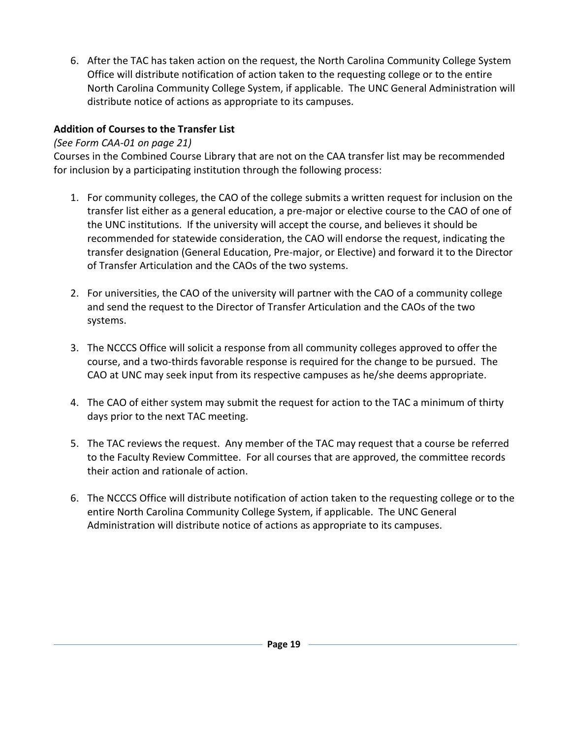6. After the TAC has taken action on the request, the North Carolina Community College System Office will distribute notification of action taken to the requesting college or to the entire North Carolina Community College System, if applicable. The UNC General Administration will distribute notice of actions as appropriate to its campuses.

**Addition of Courses to the Transfer List**

*(See Form CAA-01 on page 21)*

Courses in the Combined Course Library that are not on the CAA transfer list may be recommended for inclusion by a participating institution through the following process:

1. For community colleges, the CAO of the college submits a written request for inclusion on the transfer list either as a general education, a pre-major or elective course to the CAO of one of the UNC institutions. If the university will accept the course, and believes it should be recommended for statewide consideration, the CAO will endorse the request, indicating the transfer designation (General Education, Pre-major, or Elective) and forward it to the Director of Transfer Articulation and the CAOs of the two systems.

2. For universities, the CAO of the university will partner with the CAO of a community college and send the request to the Director of Transfer Articulation and the CAOs of the two systems.

3. The NCCCS Office will solicit a response from all community colleges approved to offer the course, and a two-thirds favorable response is required for the change to be pursued. The CAO at UNC may seek input from its respective campuses as he/she deems appropriate.

4. The CAO of either system may submit the request for action to the TAC a minimum of thirty days prior to the next TAC meeting.

5. The TAC reviews the request. Any member of the TAC may request that a course be referred to the Faculty Review Committee. For all courses that are approved, the committee records their action and rationale of action.

6. The NCCCS Office will distribute notification of action taken to the requesting college or to the entire North Carolina Community College System, if applicable. The UNC General Administration will distribute notice of actions as appropriate to its campuses.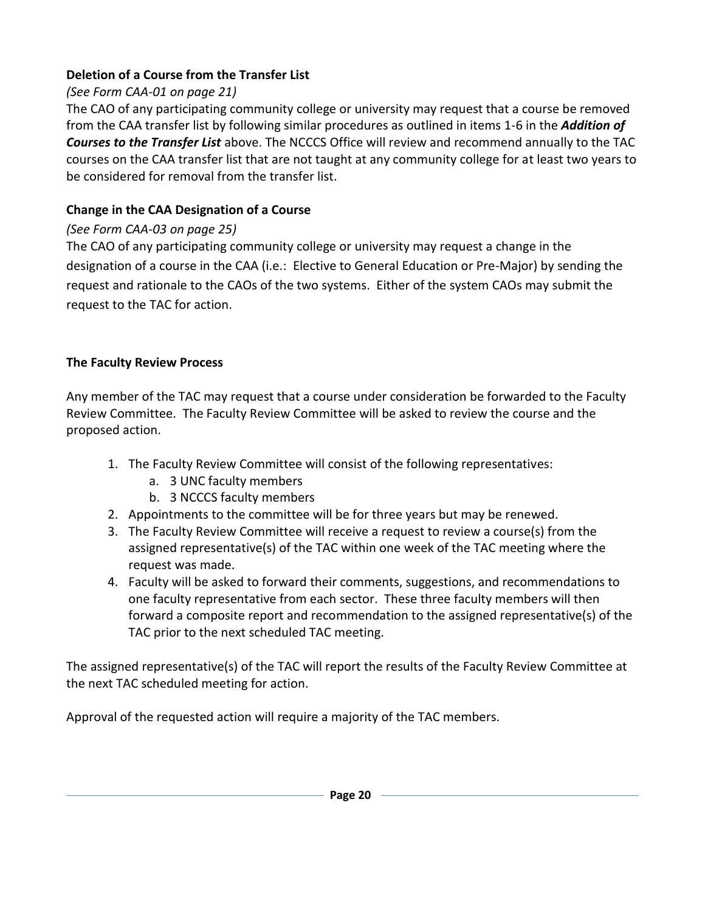### Deletion of a Course from the Transfer List

*(See Form CAA-01 on page 21)*

The CAO of any participating community college or university may request that a course be removed from the CAA transfer list by following similar procedures as outlined in items 1-6 in the ***Addition of Courses to the Transfer List*** above. The NCCCS Office will review and recommend annually to the TAC courses on the CAA transfer list that are not taught at any community college for at least two years to be considered for removal from the transfer list.

### Change in the CAA Designation of a Course

*(See Form CAA-03 on page 25)*

The CAO of any participating community college or university may request a change in the designation of a course in the CAA (i.e.: Elective to General Education or Pre-Major) by sending the request and rationale to the CAOs of the two systems. Either of the system CAOs may submit the request to the TAC for action.

### The Faculty Review Process

Any member of the TAC may request that a course under consideration be forwarded to the Faculty Review Committee. The Faculty Review Committee will be asked to review the course and the proposed action.

1. The Faculty Review Committee will consist of the following representatives:
   a. 3 UNC faculty members
   b. 3 NCCCS faculty members
2. Appointments to the committee will be for three years but may be renewed.
3. The Faculty Review Committee will receive a request to review a course(s) from the assigned representative(s) of the TAC within one week of the TAC meeting where the request was made.
4. Faculty will be asked to forward their comments, suggestions, and recommendations to one faculty representative from each sector. These three faculty members will then forward a composite report and recommendation to the assigned representative(s) of the TAC prior to the next scheduled TAC meeting.

The assigned representative(s) of the TAC will report the results of the Faculty Review Committee at the next TAC scheduled meeting for action.

Approval of the requested action will require a majority of the TAC members.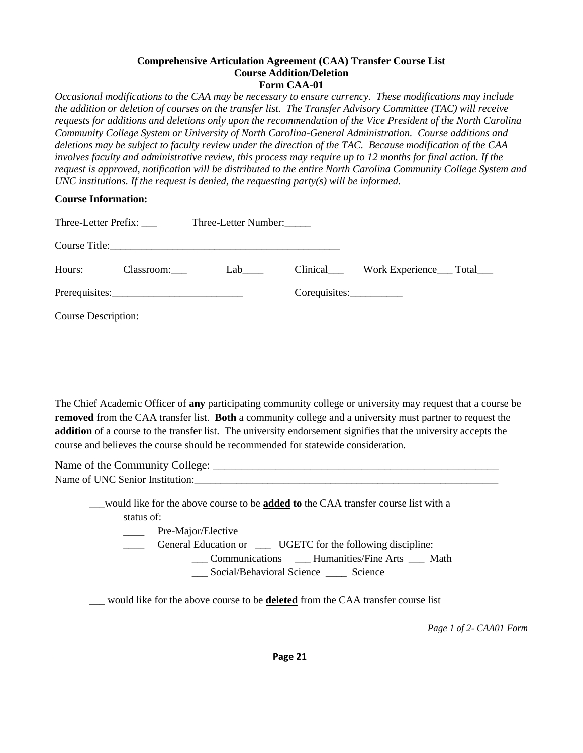**Comprehensive Articulation Agreement (CAA) Transfer Course List**
**Course Addition/Deletion**
**Form CAA-01**

*Occasional modifications to the CAA may be necessary to ensure currency. These modifications may include the addition or deletion of courses on the transfer list. The Transfer Advisory Committee (TAC) will receive requests for additions and deletions only upon the recommendation of the Vice President of the North Carolina Community College System or University of North Carolina-General Administration. Course additions and deletions may be subject to faculty review under the direction of the TAC. Because modification of the CAA involves faculty and administrative review, this process may require up to 12 months for final action. If the request is approved, notification will be distributed to the entire North Carolina Community College System and UNC institutions. If the request is denied, the requesting party(s) will be informed.*

**Course Information:**

Three-Letter Prefix: ___ Three-Letter Number:_____

Course Title:_____________________________________________

Hours: Classroom:___ Lab____ Clinical___ Work Experience___ Total___

Prerequisites:_________________________ Corequisites:__________

Course Description:

The Chief Academic Officer of **any** participating community college or university may request that a course be **removed** from the CAA transfer list. **Both** a community college and a university must partner to request the **addition** of a course to the transfer list. The university endorsement signifies that the university accepts the course and believes the course should be recommended for statewide consideration.

Name of the Community College: ____________________________________________________

Name of UNC Senior Institution:___________________________________________________________

___would like for the above course to be **added to** the CAA transfer course list with a status of:

____ Pre-Major/Elective

____ General Education or ___ UGETC for the following discipline:

___ Communications ___ Humanities/Fine Arts ___ Math

___ Social/Behavioral Science ____ Science

___ would like for the above course to be **deleted** from the CAA transfer course list

*Page 1 of 2- CAA01 Form*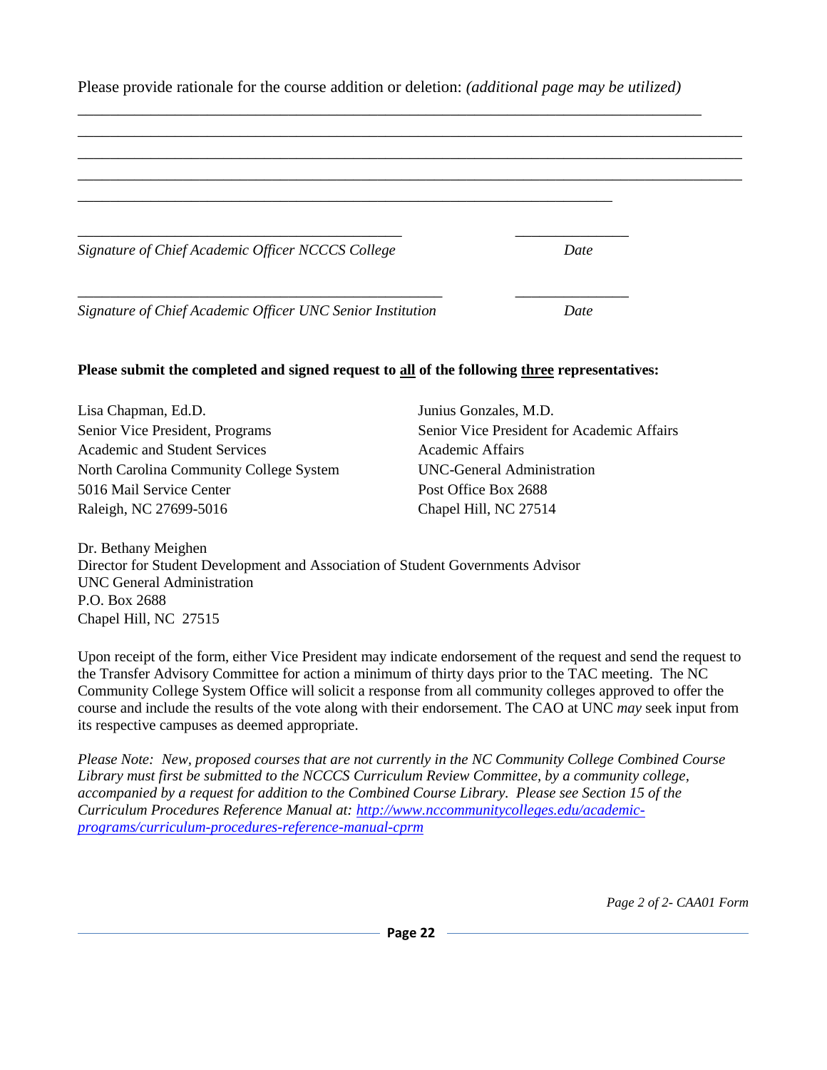Please provide rationale for the course addition or deletion: *(additional page may be utilized)*

\_\_\_\_\_\_\_\_\_\_\_\_\_\_\_\_\_\_\_\_\_\_\_\_\_\_\_\_\_\_\_\_\_\_\_\_\_\_\_\_\_\_\_\_\_\_\_\_\_\_\_\_\_\_\_\_\_\_\_\_\_\_\_\_\_\_\_\_\_\_\_\_\_\_\_\_\_\_
\_\_\_\_\_\_\_\_\_\_\_\_\_\_\_\_\_\_\_\_\_\_\_\_\_\_\_\_\_\_\_\_\_\_\_\_\_\_\_\_\_\_\_\_\_\_\_\_\_\_\_\_\_\_\_\_\_\_\_\_\_\_\_\_\_\_\_\_\_\_\_\_\_\_\_\_\_\_
\_\_\_\_\_\_\_\_\_\_\_\_\_\_\_\_\_\_\_\_\_\_\_\_\_\_\_\_\_\_\_\_\_\_\_\_\_\_\_\_\_\_\_\_\_\_\_\_\_\_\_\_\_\_\_\_\_\_\_\_\_\_\_\_\_\_\_\_\_\_\_\_\_\_\_\_\_\_
\_\_\_\_\_\_\_\_\_\_\_\_\_\_\_\_\_\_\_\_\_\_\_\_\_\_\_\_\_\_\_\_\_\_\_\_\_\_\_\_\_\_\_\_\_\_\_\_\_\_\_\_\_\_\_\_\_\_\_\_\_\_\_\_\_\_\_\_\_\_\_\_\_\_\_\_\_\_
\_\_\_\_\_\_\_\_\_\_\_\_\_\_\_\_\_\_\_\_\_\_\_\_\_\_\_\_\_\_\_\_\_\_\_\_\_\_\_\_\_\_\_\_\_\_\_\_\_\_\_\_\_\_\_\_\_\_\_\_\_\_\_\_

\_\_\_\_\_\_\_\_\_\_\_\_\_\_\_\_\_\_\_\_\_\_\_\_\_\_\_\_\_\_\_\_\_\_\_\_\_\_\_\_\_\_ \_\_\_\_\_\_\_\_\_\_\_\_\_\_\_
*Signature of Chief Academic Officer NCCCS College* *Date*

\_\_\_\_\_\_\_\_\_\_\_\_\_\_\_\_\_\_\_\_\_\_\_\_\_\_\_\_\_\_\_\_\_\_\_\_\_\_\_\_\_\_\_\_\_\_ \_\_\_\_\_\_\_\_\_\_\_\_\_\_\_
*Signature of Chief Academic Officer UNC Senior Institution* *Date*

**Please submit the completed and signed request to <u>all</u> of the following <u>three</u> representatives:**

Lisa Chapman, Ed.D.
Senior Vice President, Programs
Academic and Student Services
North Carolina Community College System
5016 Mail Service Center
Raleigh, NC 27699-5016

Junius Gonzales, M.D.
Senior Vice President for Academic Affairs
Academic Affairs
UNC-General Administration
Post Office Box 2688
Chapel Hill, NC 27514

Dr. Bethany Meighen
Director for Student Development and Association of Student Governments Advisor
UNC General Administration
P.O. Box 2688
Chapel Hill, NC 27515

Upon receipt of the form, either Vice President may indicate endorsement of the request and send the request to the Transfer Advisory Committee for action a minimum of thirty days prior to the TAC meeting. The NC Community College System Office will solicit a response from all community colleges approved to offer the course and include the results of the vote along with their endorsement. The CAO at UNC *may* seek input from its respective campuses as deemed appropriate.

*Please Note: New, proposed courses that are not currently in the NC Community College Combined Course Library must first be submitted to the NCCCS Curriculum Review Committee, by a community college, accompanied by a request for addition to the Combined Course Library. Please see Section 15 of the Curriculum Procedures Reference Manual at: [http://www.nccommunitycolleges.edu/academic-programs/curriculum-procedures-reference-manual-cprm](http://www.nccommunitycolleges.edu/academic-programs/curriculum-procedures-reference-manual-cprm)*

*Page 2 of 2- CAA01 Form*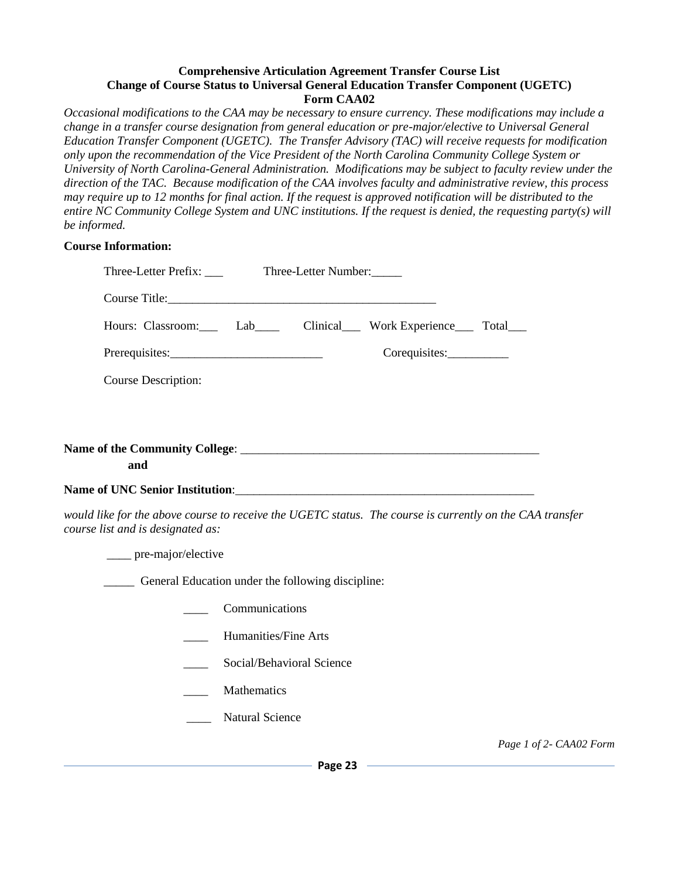**Comprehensive Articulation Agreement Transfer Course List**
**Change of Course Status to Universal General Education Transfer Component (UGETC)**
**Form CAA02**

*Occasional modifications to the CAA may be necessary to ensure currency. These modifications may include a change in a transfer course designation from general education or pre-major/elective to Universal General Education Transfer Component (UGETC). The Transfer Advisory (TAC) will receive requests for modification only upon the recommendation of the Vice President of the North Carolina Community College System or University of North Carolina-General Administration. Modifications may be subject to faculty review under the direction of the TAC. Because modification of the CAA involves faculty and administrative review, this process may require up to 12 months for final action. If the request is approved notification will be distributed to the entire NC Community College System and UNC institutions. If the request is denied, the requesting party(s) will be informed.*

**Course Information:**

Three-Letter Prefix: ___ Three-Letter Number:_____

Course Title:____________________________________________

Hours: Classroom:___ Lab____ Clinical___ Work Experience___ Total___

Prerequisites:_________________________ Corequisites:__________

Course Description:

**Name of the Community College**: __________________________________________________

**and**

**Name of UNC Senior Institution**:__________________________________________________

*would like for the above course to receive the UGETC status. The course is currently on the CAA transfer course list and is designated as:*

____ pre-major/elective

_____ General Education under the following discipline:

- ____ Communications
- ____ Humanities/Fine Arts
- ____ Social/Behavioral Science
- ____ Mathematics
- ____ Natural Science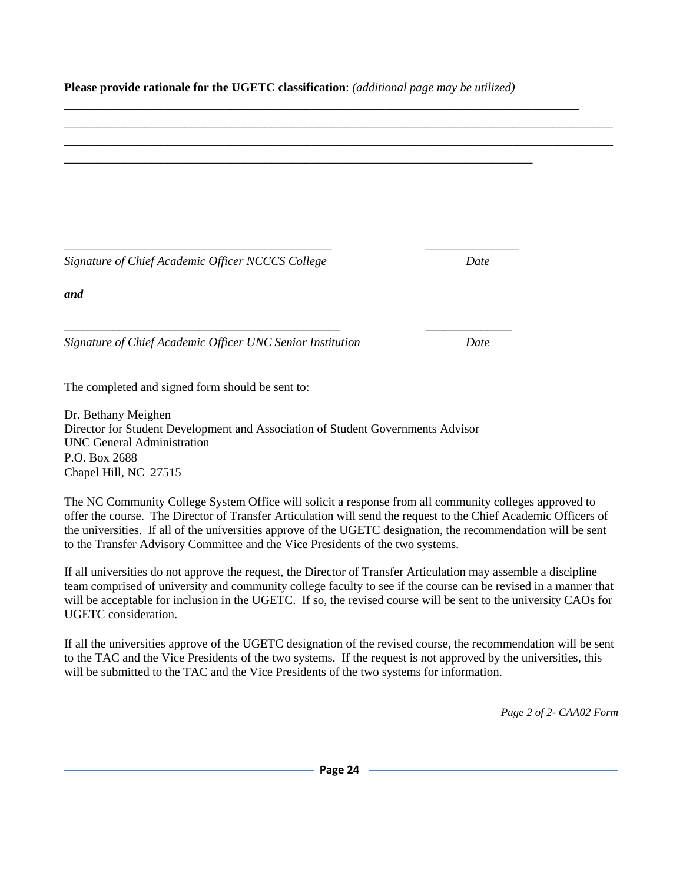**Please provide rationale for the UGETC classification**: *(additional page may be utilized)*

_______________________________________________________________________________________

_______________________________________________________________________________________

_______________________________________________________________________________________

_______________________________________________________________________________

_____________________________________________ _______________

*Signature of Chief Academic Officer NCCCS College* *Date*

***and***

______________________________________________ ______________

*Signature of Chief Academic Officer UNC Senior Institution* *Date*

The completed and signed form should be sent to:

Dr. Bethany Meighen
Director for Student Development and Association of Student Governments Advisor
UNC General Administration
P.O. Box 2688
Chapel Hill, NC 27515

The NC Community College System Office will solicit a response from all community colleges approved to offer the course. The Director of Transfer Articulation will send the request to the Chief Academic Officers of the universities. If all of the universities approve of the UGETC designation, the recommendation will be sent to the Transfer Advisory Committee and the Vice Presidents of the two systems.

If all universities do not approve the request, the Director of Transfer Articulation may assemble a discipline team comprised of university and community college faculty to see if the course can be revised in a manner that will be acceptable for inclusion in the UGETC. If so, the revised course will be sent to the university CAOs for UGETC consideration.

If all the universities approve of the UGETC designation of the revised course, the recommendation will be sent to the TAC and the Vice Presidents of the two systems. If the request is not approved by the universities, this will be submitted to the TAC and the Vice Presidents of the two systems for information.

*Page 2 of 2- CAA02 Form*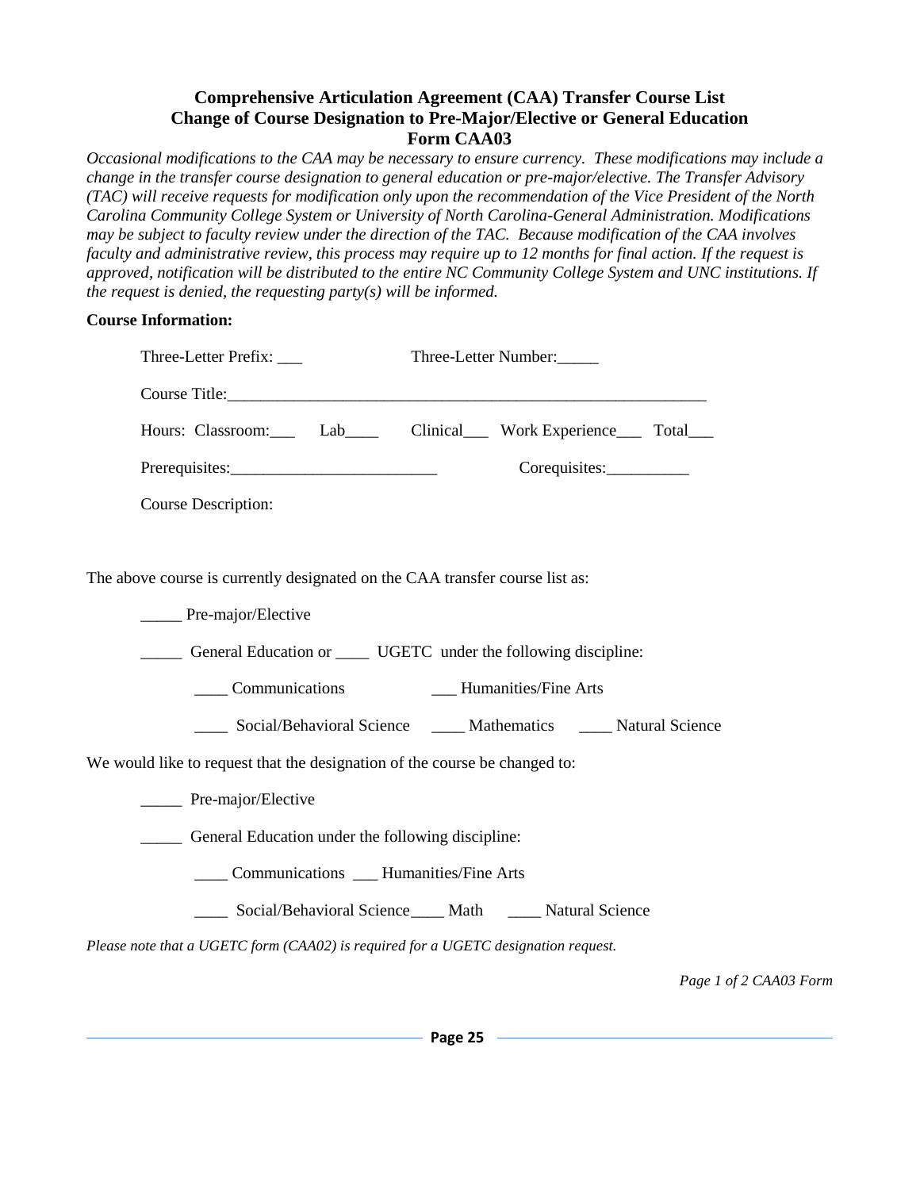### Comprehensive Articulation Agreement (CAA) Transfer Course List
### Change of Course Designation to Pre-Major/Elective or General Education
### Form CAA03

*Occasional modifications to the CAA may be necessary to ensure currency. These modifications may include a change in the transfer course designation to general education or pre-major/elective. The Transfer Advisory (TAC) will receive requests for modification only upon the recommendation of the Vice President of the North Carolina Community College System or University of North Carolina-General Administration. Modifications may be subject to faculty review under the direction of the TAC. Because modification of the CAA involves faculty and administrative review, this process may require up to 12 months for final action. If the request is approved, notification will be distributed to the entire NC Community College System and UNC institutions. If the request is denied, the requesting party(s) will be informed.*

**Course Information:**

Three-Letter Prefix: ___ Three-Letter Number:_____

Course Title:_____________________________________________________________

Hours: Classroom:___ Lab____ Clinical___ Work Experience___ Total___

Prerequisites:_________________________ Corequisites:__________

Course Description:

The above course is currently designated on the CAA transfer course list as:

_____ Pre-major/Elective

_____ General Education or ____ UGETC under the following discipline:

____ Communications ___ Humanities/Fine Arts

____ Social/Behavioral Science ____ Mathematics ____ Natural Science

We would like to request that the designation of the course be changed to:

_____ Pre-major/Elective

_____ General Education under the following discipline:

____ Communications ___ Humanities/Fine Arts

____ Social/Behavioral Science____ Math ____ Natural Science

*Please note that a UGETC form (CAA02) is required for a UGETC designation request.*

*Page 1 of 2 CAA03 Form*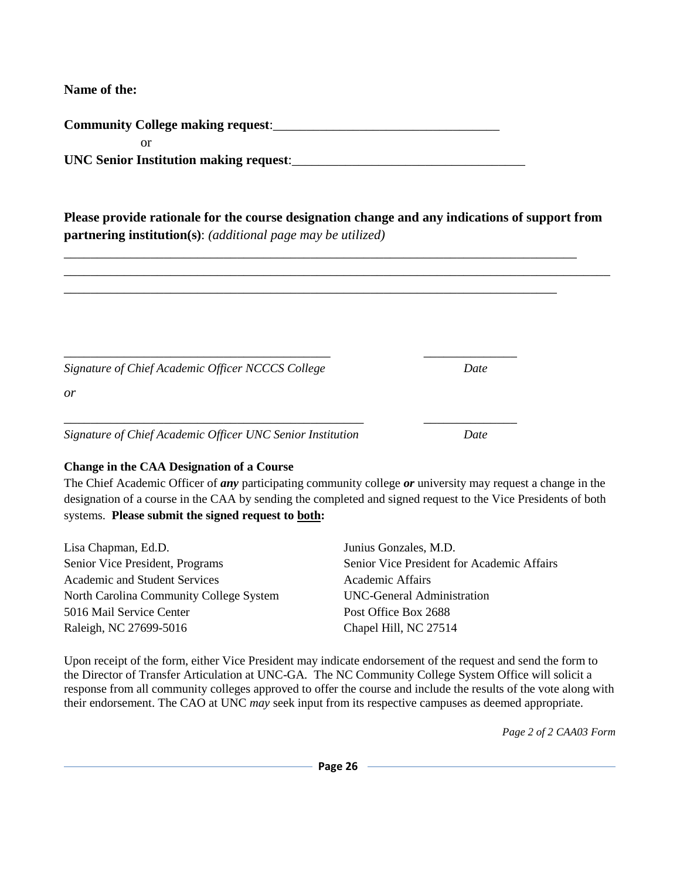**Name of the:**

**Community College making request**:___________________________________

or

**UNC Senior Institution making request**:____________________________________

**Please provide rationale for the course designation change and any indications of support from partnering institution(s)**: *(additional page may be utilized)*

________________________________________________________________________________
___________________________________________________________________________________
_____________________________________________________________________________

__________________________________________ ______________

*Signature of Chief Academic Officer NCCCS College* *Date*

*or*

_______________________________________________ ______________

*Signature of Chief Academic Officer UNC Senior Institution* *Date*

**Change in the CAA Designation of a Course**

The Chief Academic Officer of ***any*** participating community college ***or*** university may request a change in the designation of a course in the CAA by sending the completed and signed request to the Vice Presidents of both systems. **Please submit the signed request to <u>both</u>:**

Lisa Chapman, Ed.D.
Senior Vice President, Programs
Academic and Student Services
North Carolina Community College System
5016 Mail Service Center
Raleigh, NC 27699-5016

Junius Gonzales, M.D.
Senior Vice President for Academic Affairs
Academic Affairs
UNC-General Administration
Post Office Box 2688
Chapel Hill, NC 27514

Upon receipt of the form, either Vice President may indicate endorsement of the request and send the form to the Director of Transfer Articulation at UNC-GA. The NC Community College System Office will solicit a response from all community colleges approved to offer the course and include the results of the vote along with their endorsement. The CAO at UNC *may* seek input from its respective campuses as deemed appropriate.

*Page 2 of 2 CAA03 Form*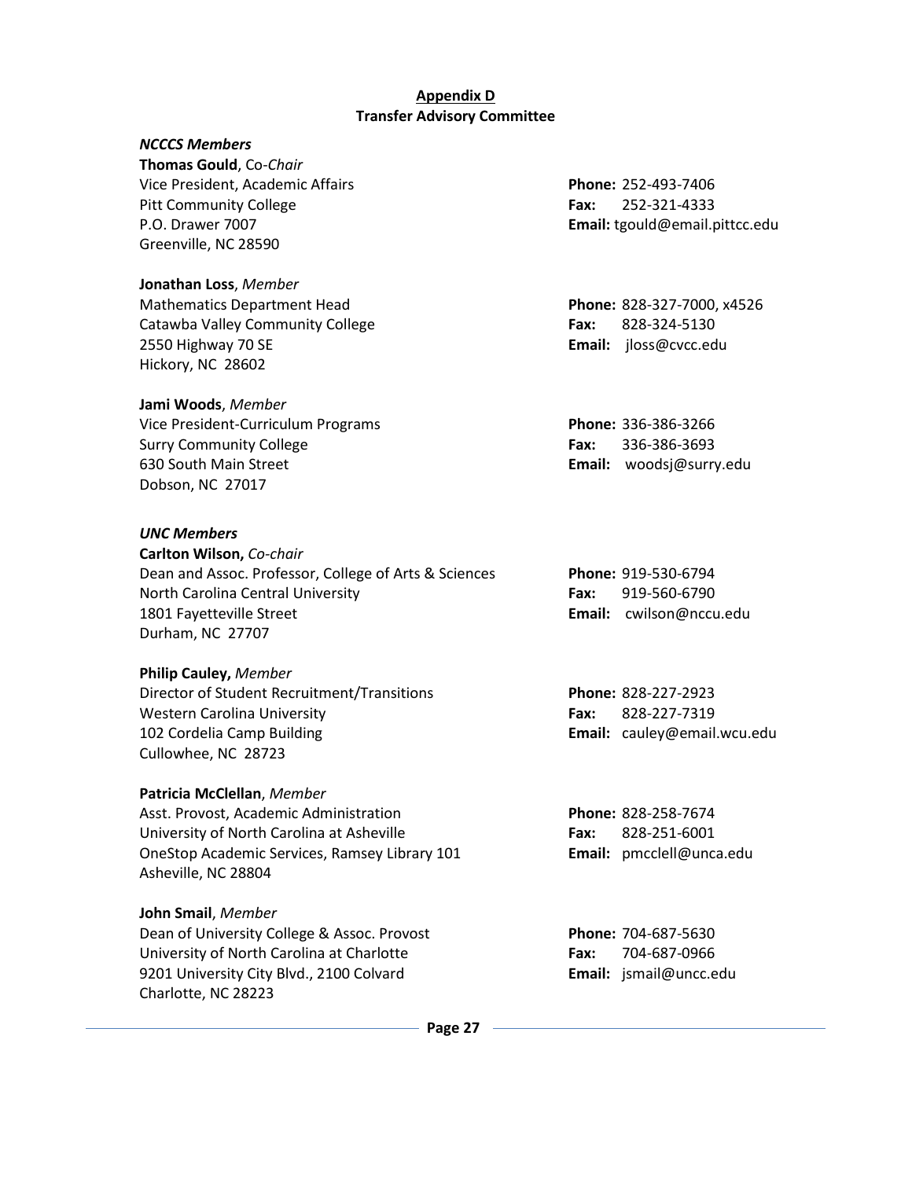## Appendix D
## Transfer Advisory Committee

***NCCCS Members***

**Thomas Gould**, Co-*Chair*
Vice President, Academic Affairs
Pitt Community College
P.O. Drawer 7007
Greenville, NC 28590

**Phone:** 252-493-7406
**Fax:** 252-321-4333
**Email:** tgould@email.pittcc.edu

**Jonathan Loss**, *Member*
Mathematics Department Head
Catawba Valley Community College
2550 Highway 70 SE
Hickory, NC 28602

**Phone:** 828-327-7000, x4526
**Fax:** 828-324-5130
**Email:** jloss@cvcc.edu

**Jami Woods**, *Member*
Vice President-Curriculum Programs
Surry Community College
630 South Main Street
Dobson, NC 27017

**Phone:** 336-386-3266
**Fax:** 336-386-3693
**Email:** woodsj@surry.edu

***UNC Members***

**Carlton Wilson,** *Co-chair*
Dean and Assoc. Professor, College of Arts & Sciences
North Carolina Central University
1801 Fayetteville Street
Durham, NC 27707

**Phone:** 919-530-6794
**Fax:** 919-560-6790
**Email:** cwilson@nccu.edu

**Philip Cauley,** *Member*
Director of Student Recruitment/Transitions
Western Carolina University
102 Cordelia Camp Building
Cullowhee, NC 28723

**Phone:** 828-227-2923
**Fax:** 828-227-7319
**Email:** cauley@email.wcu.edu

**Patricia McClellan**, *Member*
Asst. Provost, Academic Administration
University of North Carolina at Asheville
OneStop Academic Services, Ramsey Library 101
Asheville, NC 28804

**Phone:** 828-258-7674
**Fax:** 828-251-6001
**Email:** pmcclell@unca.edu

**John Smail**, *Member*
Dean of University College & Assoc. Provost
University of North Carolina at Charlotte
9201 University City Blvd., 2100 Colvard
Charlotte, NC 28223

**Phone:** 704-687-5630
**Fax:** 704-687-0966
**Email:** jsmail@uncc.edu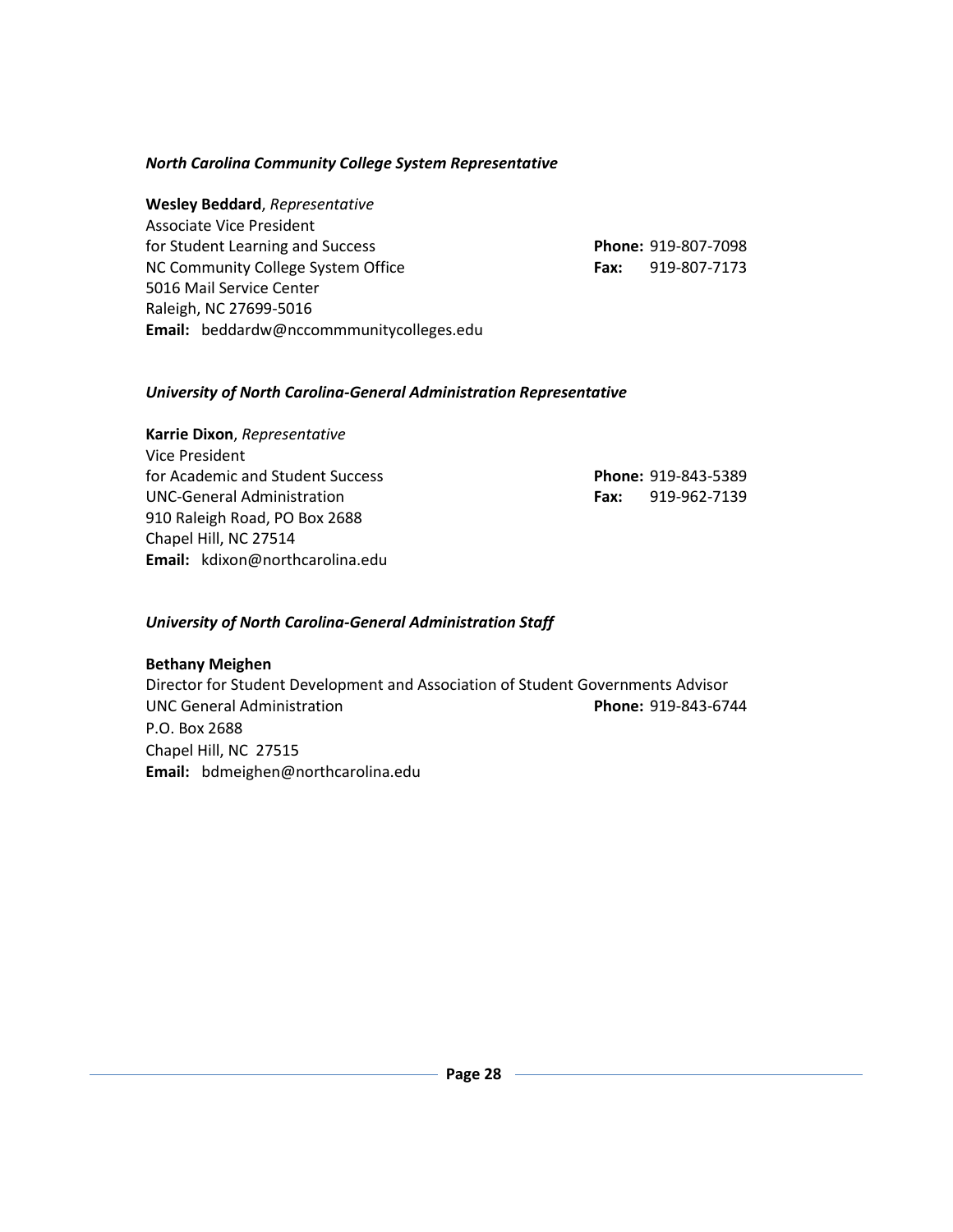***North Carolina Community College System Representative***

**Wesley Beddard**, *Representative*
Associate Vice President
for Student Learning and Success
NC Community College System Office
5016 Mail Service Center
Raleigh, NC 27699-5016
**Email:** beddardw@nccommmunitycolleges.edu

**Phone:** 919-807-7098
**Fax:** 919-807-7173

***University of North Carolina-General Administration Representative***

**Karrie Dixon**, *Representative*
Vice President
for Academic and Student Success
UNC-General Administration
910 Raleigh Road, PO Box 2688
Chapel Hill, NC 27514
**Email:** kdixon@northcarolina.edu

**Phone:** 919-843-5389
**Fax:** 919-962-7139

***University of North Carolina-General Administration Staff***

**Bethany Meighen**
Director for Student Development and Association of Student Governments Advisor
UNC General Administration
P.O. Box 2688
Chapel Hill, NC 27515
**Email:** bdmeighen@northcarolina.edu

**Phone:** 919-843-6744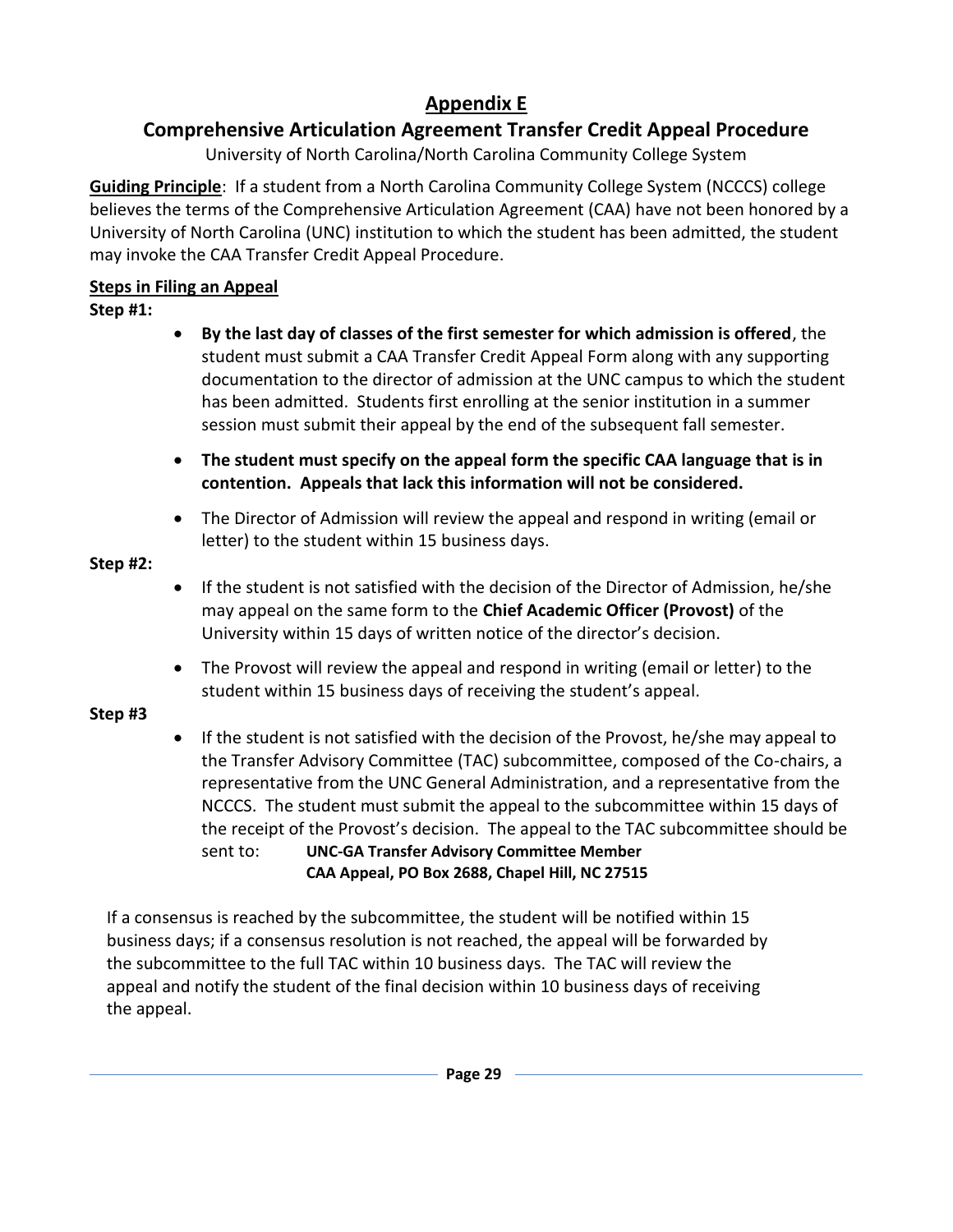# Appendix E

## Comprehensive Articulation Agreement Transfer Credit Appeal Procedure

University of North Carolina/North Carolina Community College System

**Guiding Principle**: If a student from a North Carolina Community College System (NCCCS) college believes the terms of the Comprehensive Articulation Agreement (CAA) have not been honored by a University of North Carolina (UNC) institution to which the student has been admitted, the student may invoke the CAA Transfer Credit Appeal Procedure.

**Steps in Filing an Appeal**

**Step #1:**

- **By the last day of classes of the first semester for which admission is offered**, the student must submit a CAA Transfer Credit Appeal Form along with any supporting documentation to the director of admission at the UNC campus to which the student has been admitted. Students first enrolling at the senior institution in a summer session must submit their appeal by the end of the subsequent fall semester.
- **The student must specify on the appeal form the specific CAA language that is in contention. Appeals that lack this information will not be considered.**
- The Director of Admission will review the appeal and respond in writing (email or letter) to the student within 15 business days.

**Step #2:**

- If the student is not satisfied with the decision of the Director of Admission, he/she may appeal on the same form to the **Chief Academic Officer (Provost)** of the University within 15 days of written notice of the director's decision.
- The Provost will review the appeal and respond in writing (email or letter) to the student within 15 business days of receiving the student's appeal.

**Step #3**

- If the student is not satisfied with the decision of the Provost, he/she may appeal to the Transfer Advisory Committee (TAC) subcommittee, composed of the Co-chairs, a representative from the UNC General Administration, and a representative from the NCCCS. The student must submit the appeal to the subcommittee within 15 days of the receipt of the Provost's decision. The appeal to the TAC subcommittee should be sent to: **UNC-GA Transfer Advisory Committee Member**
  **CAA Appeal, PO Box 2688, Chapel Hill, NC 27515**

If a consensus is reached by the subcommittee, the student will be notified within 15 business days; if a consensus resolution is not reached, the appeal will be forwarded by the subcommittee to the full TAC within 10 business days. The TAC will review the appeal and notify the student of the final decision within 10 business days of receiving the appeal.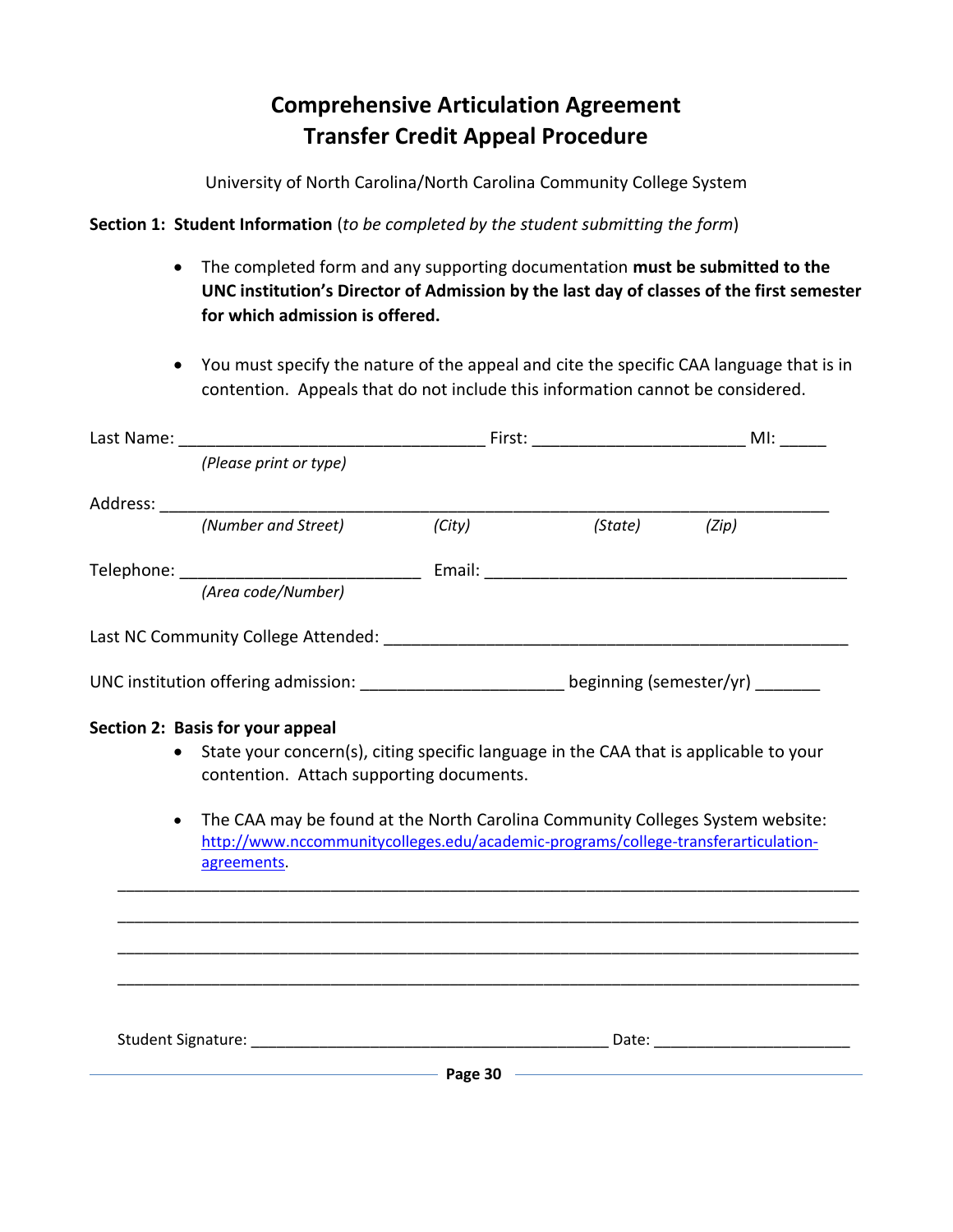# Comprehensive Articulation Agreement
# Transfer Credit Appeal Procedure

University of North Carolina/North Carolina Community College System

**Section 1: Student Information** (*to be completed by the student submitting the form*)

- The completed form and any supporting documentation **must be submitted to the UNC institution's Director of Admission by the last day of classes of the first semester for which admission is offered.**
- You must specify the nature of the appeal and cite the specific CAA language that is in contention. Appeals that do not include this information cannot be considered.

Last Name: ________________________________ First: ______________________ MI: _____
*(Please print or type)*

Address: _______________________________________________________________________
*(Number and Street)* *(City)* *(State)* *(Zip)*

Telephone: _________________________ Email: ______________________________________
*(Area code/Number)*

Last NC Community College Attended: ________________________________________________

UNC institution offering admission: _____________________ beginning (semester/yr) _______

**Section 2: Basis for your appeal**

- State your concern(s), citing specific language in the CAA that is applicable to your contention. Attach supporting documents.
- The CAA may be found at the North Carolina Community Colleges System website: [http://www.nccommunitycolleges.edu/academic-programs/college-transferarticulation-agreements](http://www.nccommunitycolleges.edu/academic-programs/college-transferarticulation-agreements).

______________________________________________________________________________

______________________________________________________________________________

______________________________________________________________________________

______________________________________________________________________________

Student Signature: ________________________________________ Date: ______________________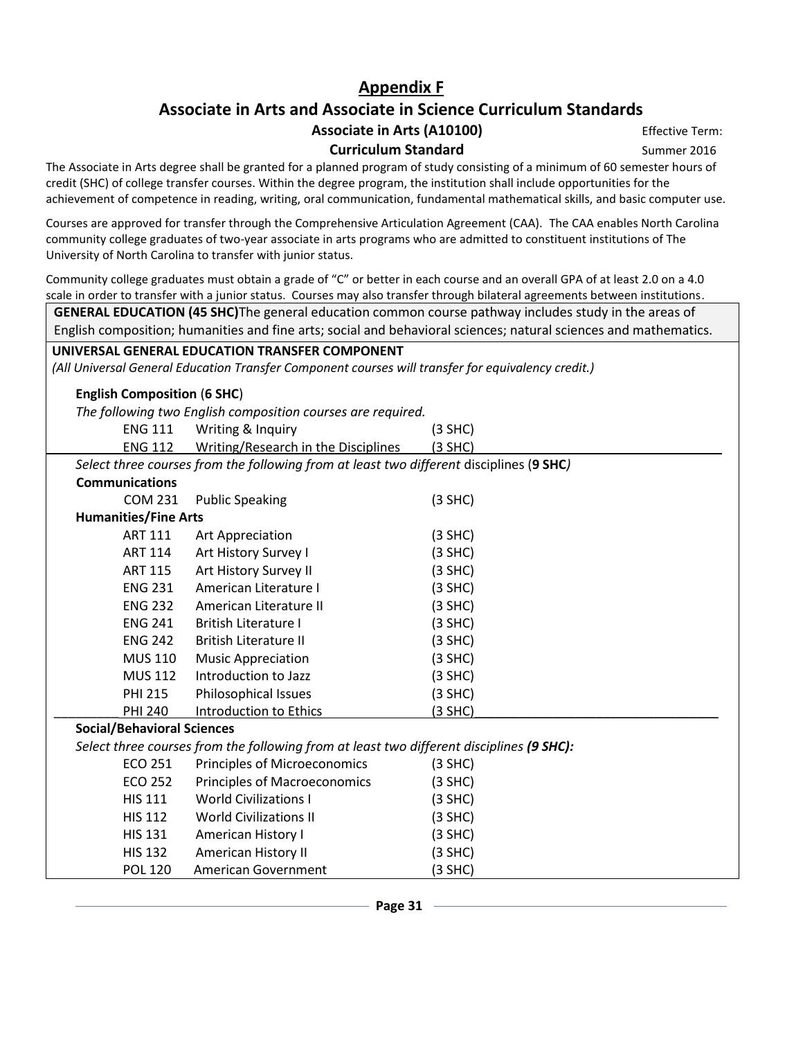# Appendix F

## Associate in Arts and Associate in Science Curriculum Standards

### Associate in Arts (A10100)

### Curriculum Standard

Effective Term: Summer 2016

The Associate in Arts degree shall be granted for a planned program of study consisting of a minimum of 60 semester hours of credit (SHC) of college transfer courses. Within the degree program, the institution shall include opportunities for the achievement of competence in reading, writing, oral communication, fundamental mathematical skills, and basic computer use.

Courses are approved for transfer through the Comprehensive Articulation Agreement (CAA). The CAA enables North Carolina community college graduates of two-year associate in arts programs who are admitted to constituent institutions of The University of North Carolina to transfer with junior status.

Community college graduates must obtain a grade of "C" or better in each course and an overall GPA of at least 2.0 on a 4.0 scale in order to transfer with a junior status. Courses may also transfer through bilateral agreements between institutions.

**GENERAL EDUCATION (45 SHC)** The general education common course pathway includes study in the areas of English composition; humanities and fine arts; social and behavioral sciences; natural sciences and mathematics.

**UNIVERSAL GENERAL EDUCATION TRANSFER COMPONENT**

*(All Universal General Education Transfer Component courses will transfer for equivalency credit.)*

**English Composition (6 SHC)**

*The following two English composition courses are required.*

| Course | Title | Credit |
|---|---|---|
| ENG 111 | Writing & Inquiry | (3 SHC) |
| ENG 112 | Writing/Research in the Disciplines | (3 SHC) |

*Select three courses from the following from at least two different* disciplines (**9 SHC**)

**Communications**

| Course | Title | Credit |
|---|---|---|
| COM 231 | Public Speaking | (3 SHC) |

**Humanities/Fine Arts**

| Course | Title | Credit |
|---|---|---|
| ART 111 | Art Appreciation | (3 SHC) |
| ART 114 | Art History Survey I | (3 SHC) |
| ART 115 | Art History Survey II | (3 SHC) |
| ENG 231 | American Literature I | (3 SHC) |
| ENG 232 | American Literature II | (3 SHC) |
| ENG 241 | British Literature I | (3 SHC) |
| ENG 242 | British Literature II | (3 SHC) |
| MUS 110 | Music Appreciation | (3 SHC) |
| MUS 112 | Introduction to Jazz | (3 SHC) |
| PHI 215 | Philosophical Issues | (3 SHC) |
| PHI 240 | Introduction to Ethics | (3 SHC) |

**Social/Behavioral Sciences**

*Select three courses from the following from at least two different disciplines **(9 SHC):***

| Course | Title | Credit |
|---|---|---|
| ECO 251 | Principles of Microeconomics | (3 SHC) |
| ECO 252 | Principles of Macroeconomics | (3 SHC) |
| HIS 111 | World Civilizations I | (3 SHC) |
| HIS 112 | World Civilizations II | (3 SHC) |
| HIS 131 | American History I | (3 SHC) |
| HIS 132 | American History II | (3 SHC) |
| POL 120 | American Government | (3 SHC) |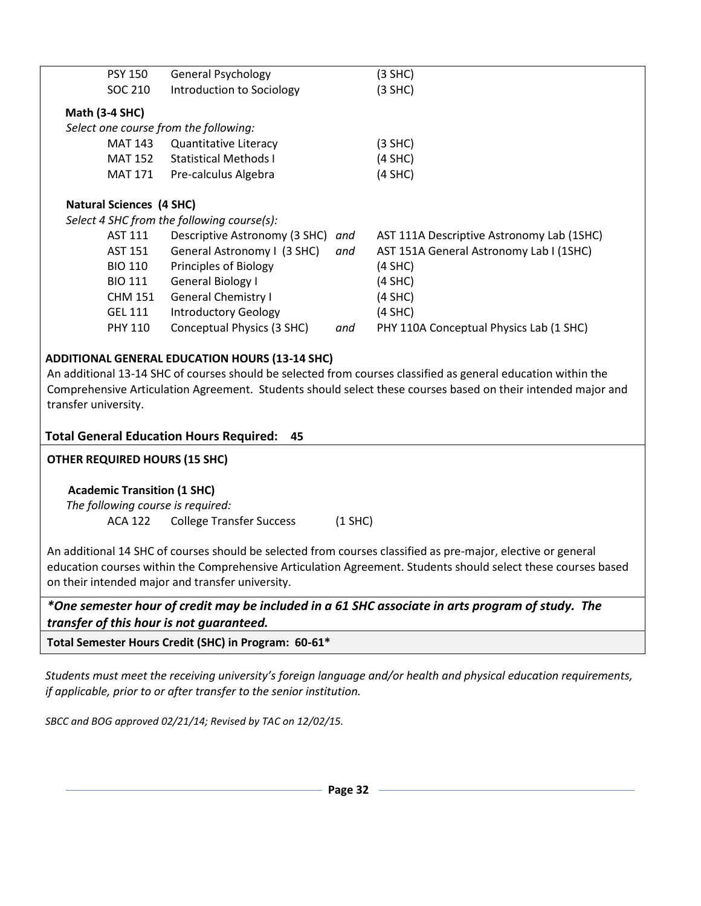| | | | |
|---|---|---|---|
| PSY 150 | General Psychology | | (3 SHC) |
| SOC 210 | Introduction to Sociology | | (3 SHC) |

**Math (3-4 SHC)**

*Select one course from the following:*

| | | |
|---|---|---|
| MAT 143 | Quantitative Literacy | (3 SHC) |
| MAT 152 | Statistical Methods I | (4 SHC) |
| MAT 171 | Pre-calculus Algebra | (4 SHC) |

**Natural Sciences (4 SHC)**

*Select 4 SHC from the following course(s):*

| | | | |
|---|---|---|---|
| AST 111 | Descriptive Astronomy (3 SHC) | *and* | AST 111A Descriptive Astronomy Lab (1SHC) |
| AST 151 | General Astronomy I (3 SHC) | *and* | AST 151A General Astronomy Lab I (1SHC) |
| BIO 110 | Principles of Biology | | (4 SHC) |
| BIO 111 | General Biology I | | (4 SHC) |
| CHM 151 | General Chemistry I | | (4 SHC) |
| GEL 111 | Introductory Geology | | (4 SHC) |
| PHY 110 | Conceptual Physics (3 SHC) | *and* | PHY 110A Conceptual Physics Lab (1 SHC) |

**ADDITIONAL GENERAL EDUCATION HOURS (13-14 SHC)**

An additional 13-14 SHC of courses should be selected from courses classified as general education within the Comprehensive Articulation Agreement. Students should select these courses based on their intended major and transfer university.

**Total General Education Hours Required: 45**

**OTHER REQUIRED HOURS (15 SHC)**

**Academic Transition (1 SHC)**

*The following course is required:*

ACA 122 College Transfer Success (1 SHC)

An additional 14 SHC of courses should be selected from courses classified as pre-major, elective or general education courses within the Comprehensive Articulation Agreement. Students should select these courses based on their intended major and transfer university.

***One semester hour of credit may be included in a 61 SHC associate in arts program of study. The transfer of this hour is not guaranteed.**

**Total Semester Hours Credit (SHC) in Program: 60-61***

*Students must meet the receiving university's foreign language and/or health and physical education requirements, if applicable, prior to or after transfer to the senior institution.*

*SBCC and BOG approved 02/21/14; Revised by TAC on 12/02/15.*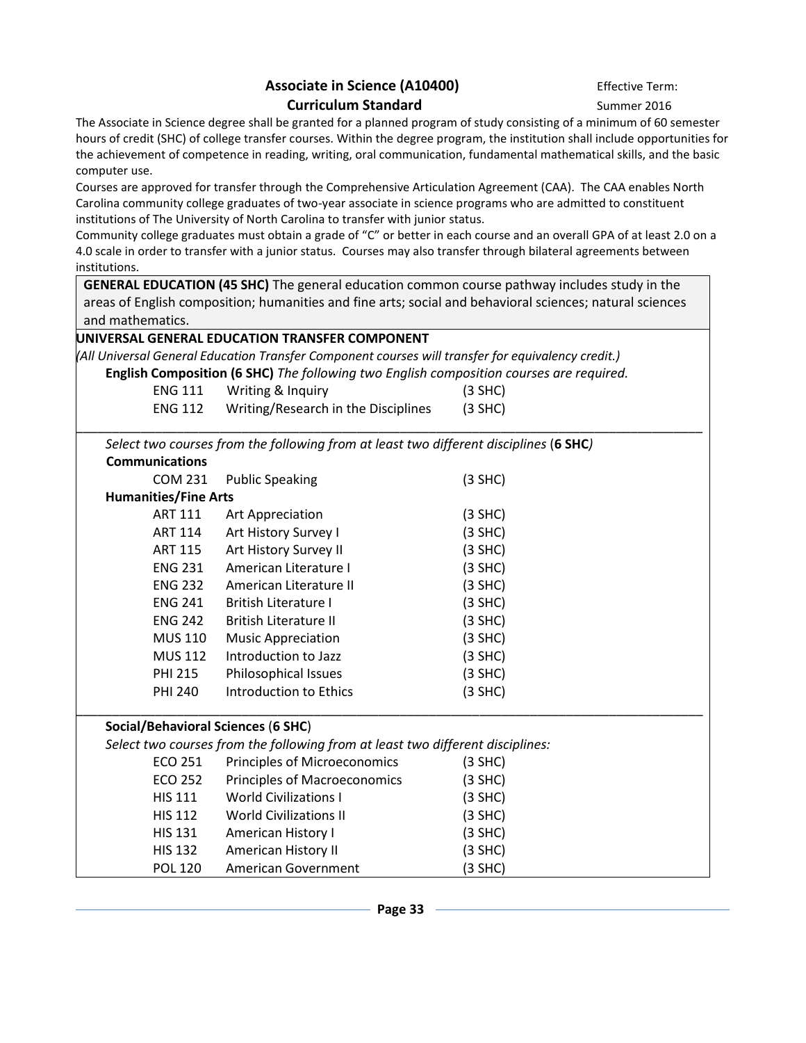## Associate in Science (A10400)
## Curriculum Standard

Effective Term: Summer 2016

The Associate in Science degree shall be granted for a planned program of study consisting of a minimum of 60 semester hours of credit (SHC) of college transfer courses. Within the degree program, the institution shall include opportunities for the achievement of competence in reading, writing, oral communication, fundamental mathematical skills, and the basic computer use.

Courses are approved for transfer through the Comprehensive Articulation Agreement (CAA). The CAA enables North Carolina community college graduates of two-year associate in science programs who are admitted to constituent institutions of The University of North Carolina to transfer with junior status.

Community college graduates must obtain a grade of "C" or better in each course and an overall GPA of at least 2.0 on a 4.0 scale in order to transfer with a junior status. Courses may also transfer through bilateral agreements between institutions.

**GENERAL EDUCATION (45 SHC)** The general education common course pathway includes study in the areas of English composition; humanities and fine arts; social and behavioral sciences; natural sciences and mathematics.

**UNIVERSAL GENERAL EDUCATION TRANSFER COMPONENT**

*(All Universal General Education Transfer Component courses will transfer for equivalency credit.)*

**English Composition (6 SHC)** *The following two English composition courses are required.*

| | | |
|---|---|---|
| ENG 111 | Writing & Inquiry | (3 SHC) |
| ENG 112 | Writing/Research in the Disciplines | (3 SHC) |

*Select two courses from the following from at least two different disciplines* (**6 SHC**)

**Communications**

| | | |
|---|---|---|
| COM 231 | Public Speaking | (3 SHC) |

**Humanities/Fine Arts**

| | | |
|---|---|---|
| ART 111 | Art Appreciation | (3 SHC) |
| ART 114 | Art History Survey I | (3 SHC) |
| ART 115 | Art History Survey II | (3 SHC) |
| ENG 231 | American Literature I | (3 SHC) |
| ENG 232 | American Literature II | (3 SHC) |
| ENG 241 | British Literature I | (3 SHC) |
| ENG 242 | British Literature II | (3 SHC) |
| MUS 110 | Music Appreciation | (3 SHC) |
| MUS 112 | Introduction to Jazz | (3 SHC) |
| PHI 215 | Philosophical Issues | (3 SHC) |
| PHI 240 | Introduction to Ethics | (3 SHC) |

**Social/Behavioral Sciences** (**6 SHC**)

*Select two courses from the following from at least two different disciplines:*

| | | |
|---|---|---|
| ECO 251 | Principles of Microeconomics | (3 SHC) |
| ECO 252 | Principles of Macroeconomics | (3 SHC) |
| HIS 111 | World Civilizations I | (3 SHC) |
| HIS 112 | World Civilizations II | (3 SHC) |
| HIS 131 | American History I | (3 SHC) |
| HIS 132 | American History II | (3 SHC) |
| POL 120 | American Government | (3 SHC) |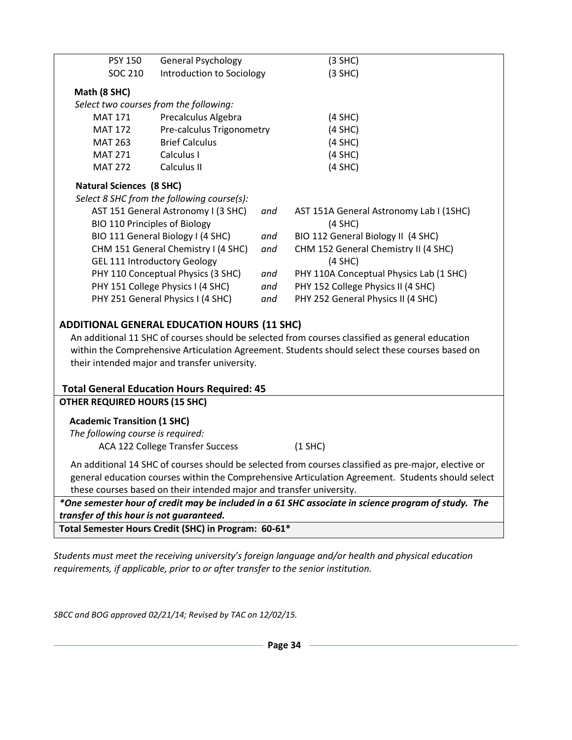| | | |
|---|---|---|
| PSY 150 | General Psychology | (3 SHC) |
| SOC 210 | Introduction to Sociology | (3 SHC) |

**Math (8 SHC)**

*Select two courses from the following:*

| | | |
|---|---|---|
| MAT 171 | Precalculus Algebra | (4 SHC) |
| MAT 172 | Pre-calculus Trigonometry | (4 SHC) |
| MAT 263 | Brief Calculus | (4 SHC) |
| MAT 271 | Calculus I | (4 SHC) |
| MAT 272 | Calculus II | (4 SHC) |

**Natural Sciences (8 SHC)**

*Select 8 SHC from the following course(s):*

| | | |
|---|---|---|
| AST 151 General Astronomy I (3 SHC) | *and* | AST 151A General Astronomy Lab I (1SHC) |
| BIO 110 Principles of Biology | | (4 SHC) |
| BIO 111 General Biology I (4 SHC) | *and* | BIO 112 General Biology II (4 SHC) |
| CHM 151 General Chemistry I (4 SHC) | *and* | CHM 152 General Chemistry II (4 SHC) |
| GEL 111 Introductory Geology | | (4 SHC) |
| PHY 110 Conceptual Physics (3 SHC) | *and* | PHY 110A Conceptual Physics Lab (1 SHC) |
| PHY 151 College Physics I (4 SHC) | *and* | PHY 152 College Physics II (4 SHC) |
| PHY 251 General Physics I (4 SHC) | *and* | PHY 252 General Physics II (4 SHC) |

## ADDITIONAL GENERAL EDUCATION HOURS (11 SHC)

An additional 11 SHC of courses should be selected from courses classified as general education within the Comprehensive Articulation Agreement. Students should select these courses based on their intended major and transfer university.

**Total General Education Hours Required: 45**

## OTHER REQUIRED HOURS (15 SHC)

**Academic Transition (1 SHC)**

*The following course is required:*

ACA 122 College Transfer Success (1 SHC)

An additional 14 SHC of courses should be selected from courses classified as pre-major, elective or general education courses within the Comprehensive Articulation Agreement. Students should select these courses based on their intended major and transfer university.

***One semester hour of credit may be included in a 61 SHC associate in science program of study. The transfer of this hour is not guaranteed.***

**Total Semester Hours Credit (SHC) in Program: 60-61***

*Students must meet the receiving university's foreign language and/or health and physical education requirements, if applicable, prior to or after transfer to the senior institution.*

*SBCC and BOG approved 02/21/14; Revised by TAC on 12/02/15.*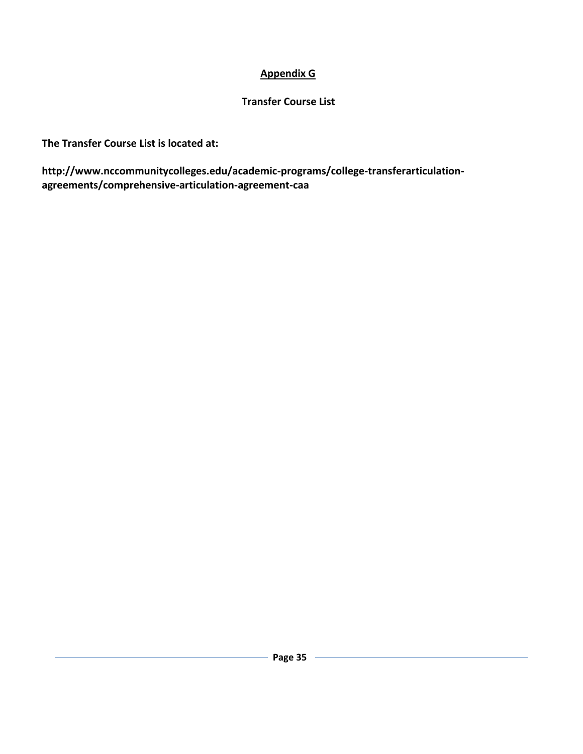## Appendix G

### Transfer Course List

**The Transfer Course List is located at:**

**http://www.nccommunitycolleges.edu/academic-programs/college-transferarticulation-agreements/comprehensive-articulation-agreement-caa**